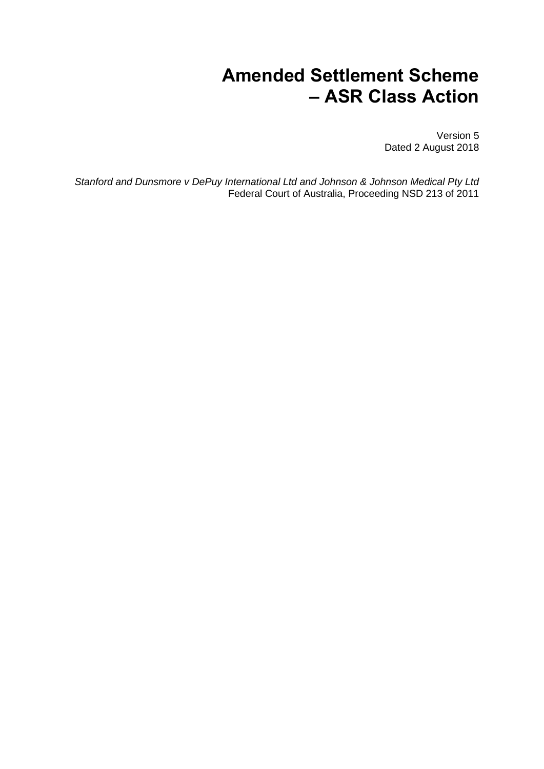# Amended Settlement Scheme – ASR Class Action

Version 5
Dated 2 August 2018

*Stanford and Dunsmore v DePuy International Ltd and Johnson & Johnson Medical Pty Ltd*
Federal Court of Australia, Proceeding NSD 213 of 2011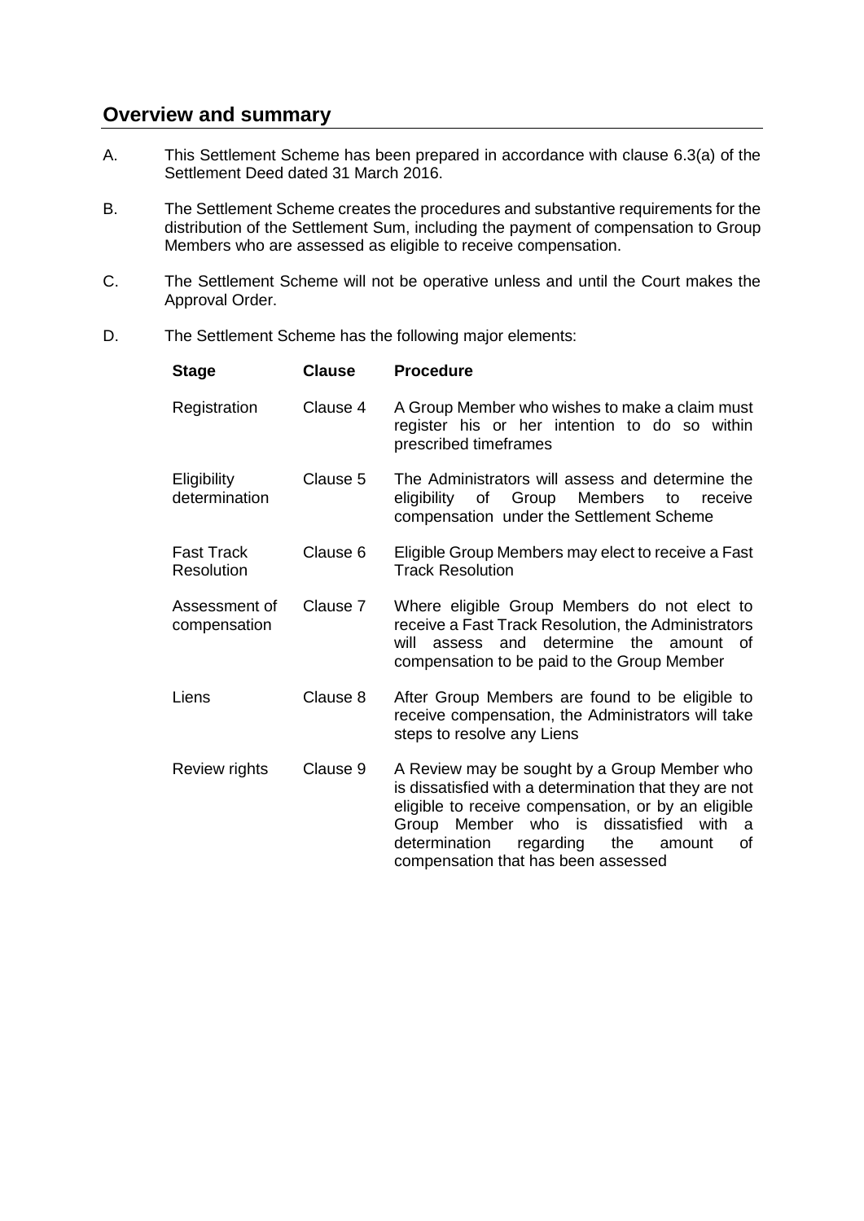## Overview and summary

A. This Settlement Scheme has been prepared in accordance with clause 6.3(a) of the Settlement Deed dated 31 March 2016.

B. The Settlement Scheme creates the procedures and substantive requirements for the distribution of the Settlement Sum, including the payment of compensation to Group Members who are assessed as eligible to receive compensation.

C. The Settlement Scheme will not be operative unless and until the Court makes the Approval Order.

D. The Settlement Scheme has the following major elements:

| Stage | Clause | Procedure |
| --- | --- | --- |
| Registration | Clause 4 | A Group Member who wishes to make a claim must register his or her intention to do so within prescribed timeframes |
| Eligibility determination | Clause 5 | The Administrators will assess and determine the eligibility of Group Members to receive compensation under the Settlement Scheme |
| Fast Track Resolution | Clause 6 | Eligible Group Members may elect to receive a Fast Track Resolution |
| Assessment of compensation | Clause 7 | Where eligible Group Members do not elect to receive a Fast Track Resolution, the Administrators will assess and determine the amount of compensation to be paid to the Group Member |
| Liens | Clause 8 | After Group Members are found to be eligible to receive compensation, the Administrators will take steps to resolve any Liens |
| Review rights | Clause 9 | A Review may be sought by a Group Member who is dissatisfied with a determination that they are not eligible to receive compensation, or by an eligible Group Member who is dissatisfied with a determination regarding the amount of compensation that has been assessed |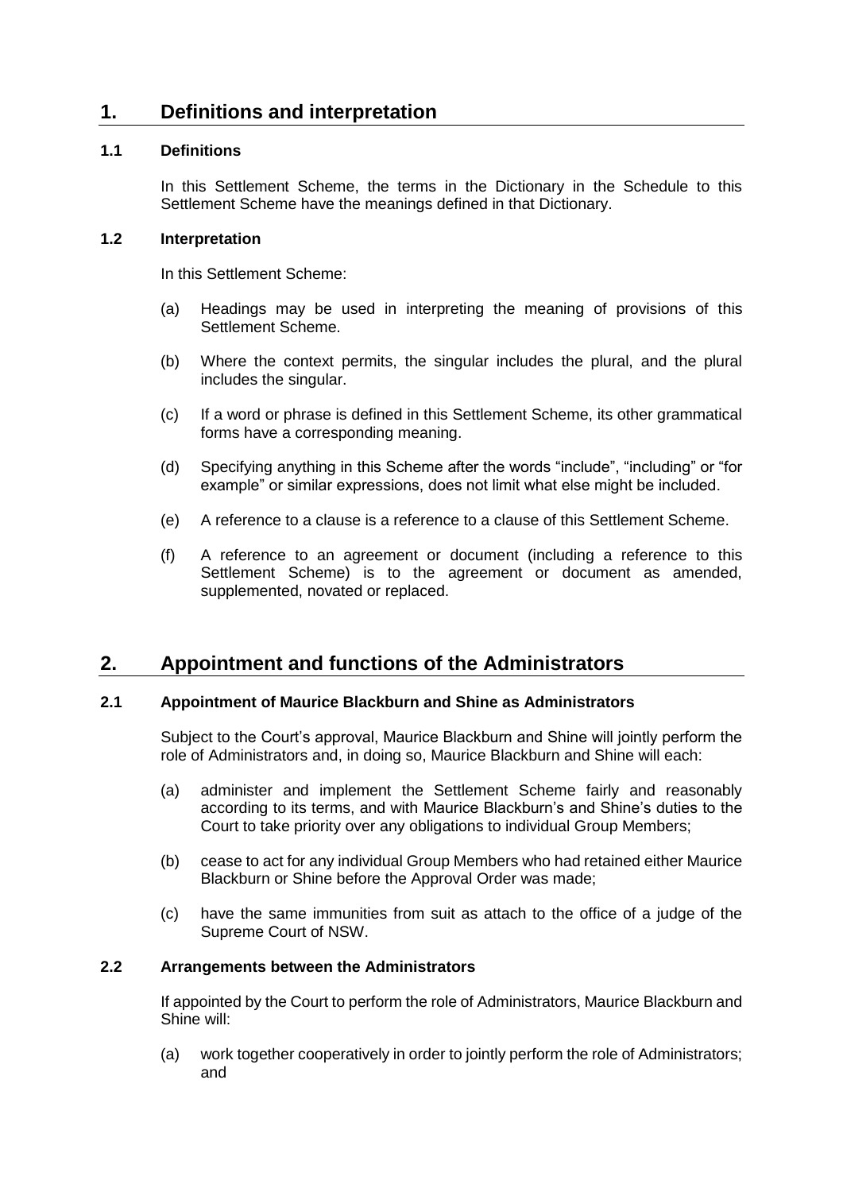# 1. Definitions and interpretation

### 1.1 Definitions

In this Settlement Scheme, the terms in the Dictionary in the Schedule to this Settlement Scheme have the meanings defined in that Dictionary.

### 1.2 Interpretation

In this Settlement Scheme:

(a) Headings may be used in interpreting the meaning of provisions of this Settlement Scheme.

(b) Where the context permits, the singular includes the plural, and the plural includes the singular.

(c) If a word or phrase is defined in this Settlement Scheme, its other grammatical forms have a corresponding meaning.

(d) Specifying anything in this Scheme after the words "include", "including" or "for example" or similar expressions, does not limit what else might be included.

(e) A reference to a clause is a reference to a clause of this Settlement Scheme.

(f) A reference to an agreement or document (including a reference to this Settlement Scheme) is to the agreement or document as amended, supplemented, novated or replaced.

# 2. Appointment and functions of the Administrators

### 2.1 Appointment of Maurice Blackburn and Shine as Administrators

Subject to the Court's approval, Maurice Blackburn and Shine will jointly perform the role of Administrators and, in doing so, Maurice Blackburn and Shine will each:

(a) administer and implement the Settlement Scheme fairly and reasonably according to its terms, and with Maurice Blackburn's and Shine's duties to the Court to take priority over any obligations to individual Group Members;

(b) cease to act for any individual Group Members who had retained either Maurice Blackburn or Shine before the Approval Order was made;

(c) have the same immunities from suit as attach to the office of a judge of the Supreme Court of NSW.

### 2.2 Arrangements between the Administrators

If appointed by the Court to perform the role of Administrators, Maurice Blackburn and Shine will:

(a) work together cooperatively in order to jointly perform the role of Administrators; and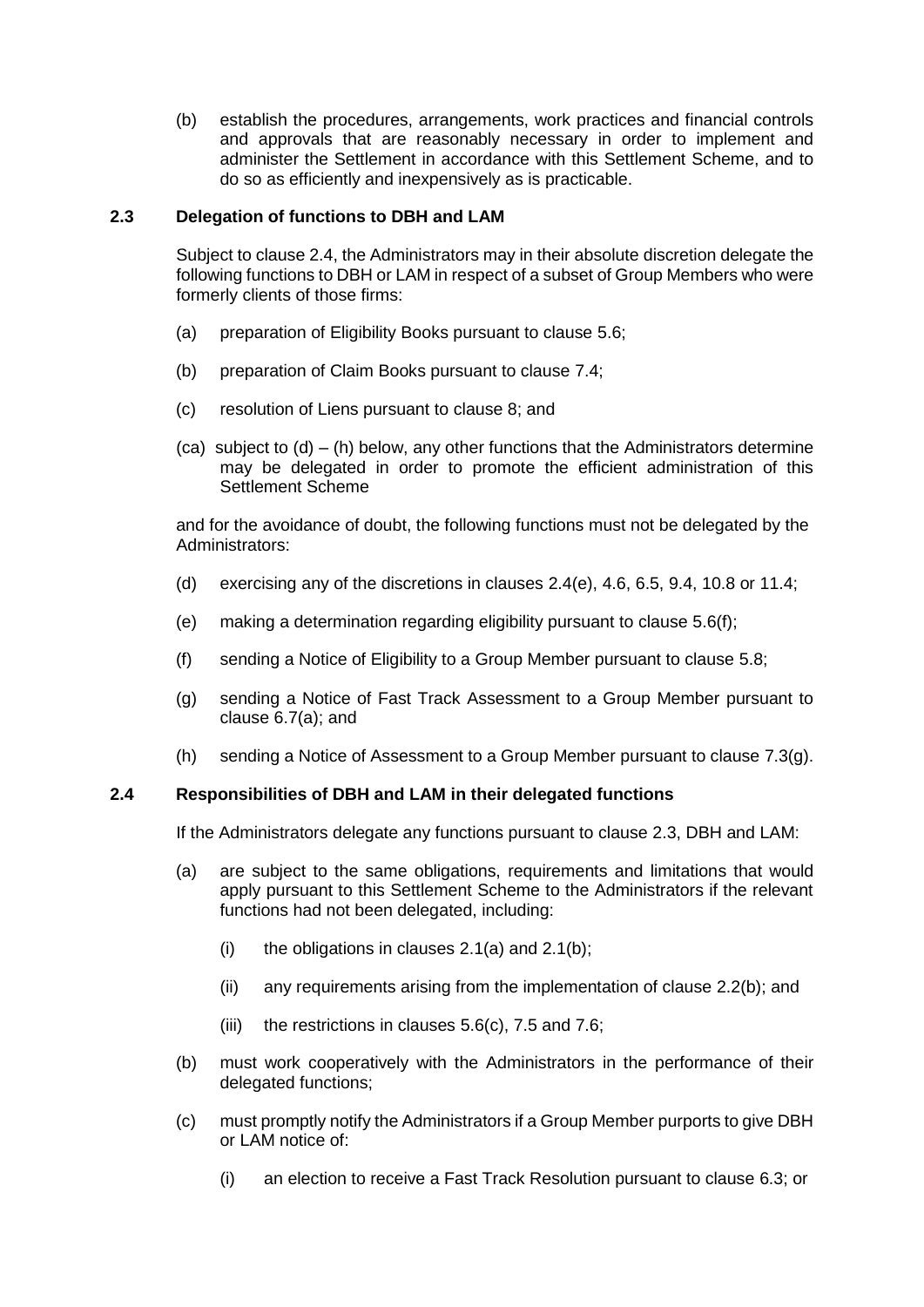(b) establish the procedures, arrangements, work practices and financial controls and approvals that are reasonably necessary in order to implement and administer the Settlement in accordance with this Settlement Scheme, and to do so as efficiently and inexpensively as is practicable.

### 2.3 Delegation of functions to DBH and LAM

Subject to clause 2.4, the Administrators may in their absolute discretion delegate the following functions to DBH or LAM in respect of a subset of Group Members who were formerly clients of those firms:

(a) preparation of Eligibility Books pursuant to clause 5.6;

(b) preparation of Claim Books pursuant to clause 7.4;

(c) resolution of Liens pursuant to clause 8; and

(ca) subject to (d) – (h) below, any other functions that the Administrators determine may be delegated in order to promote the efficient administration of this Settlement Scheme

and for the avoidance of doubt, the following functions must not be delegated by the Administrators:

(d) exercising any of the discretions in clauses 2.4(e), 4.6, 6.5, 9.4, 10.8 or 11.4;

(e) making a determination regarding eligibility pursuant to clause 5.6(f);

(f) sending a Notice of Eligibility to a Group Member pursuant to clause 5.8;

(g) sending a Notice of Fast Track Assessment to a Group Member pursuant to clause 6.7(a); and

(h) sending a Notice of Assessment to a Group Member pursuant to clause 7.3(g).

### 2.4 Responsibilities of DBH and LAM in their delegated functions

If the Administrators delegate any functions pursuant to clause 2.3, DBH and LAM:

(a) are subject to the same obligations, requirements and limitations that would apply pursuant to this Settlement Scheme to the Administrators if the relevant functions had not been delegated, including:

   (i) the obligations in clauses 2.1(a) and 2.1(b);

   (ii) any requirements arising from the implementation of clause 2.2(b); and

   (iii) the restrictions in clauses 5.6(c), 7.5 and 7.6;

(b) must work cooperatively with the Administrators in the performance of their delegated functions;

(c) must promptly notify the Administrators if a Group Member purports to give DBH or LAM notice of:

   (i) an election to receive a Fast Track Resolution pursuant to clause 6.3; or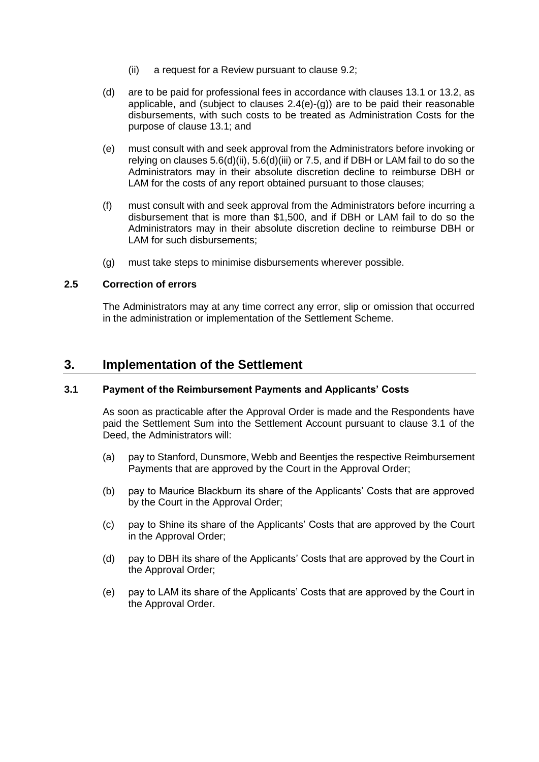(ii) a request for a Review pursuant to clause 9.2;

(d) are to be paid for professional fees in accordance with clauses 13.1 or 13.2, as applicable, and (subject to clauses 2.4(e)-(g)) are to be paid their reasonable disbursements, with such costs to be treated as Administration Costs for the purpose of clause 13.1; and

(e) must consult with and seek approval from the Administrators before invoking or relying on clauses 5.6(d)(ii), 5.6(d)(iii) or 7.5, and if DBH or LAM fail to do so the Administrators may in their absolute discretion decline to reimburse DBH or LAM for the costs of any report obtained pursuant to those clauses;

(f) must consult with and seek approval from the Administrators before incurring a disbursement that is more than $1,500, and if DBH or LAM fail to do so the Administrators may in their absolute discretion decline to reimburse DBH or LAM for such disbursements;

(g) must take steps to minimise disbursements wherever possible.

### 2.5 Correction of errors

The Administrators may at any time correct any error, slip or omission that occurred in the administration or implementation of the Settlement Scheme.

## 3. Implementation of the Settlement

### 3.1 Payment of the Reimbursement Payments and Applicants' Costs

As soon as practicable after the Approval Order is made and the Respondents have paid the Settlement Sum into the Settlement Account pursuant to clause 3.1 of the Deed, the Administrators will:

(a) pay to Stanford, Dunsmore, Webb and Beentjes the respective Reimbursement Payments that are approved by the Court in the Approval Order;

(b) pay to Maurice Blackburn its share of the Applicants' Costs that are approved by the Court in the Approval Order;

(c) pay to Shine its share of the Applicants' Costs that are approved by the Court in the Approval Order;

(d) pay to DBH its share of the Applicants' Costs that are approved by the Court in the Approval Order;

(e) pay to LAM its share of the Applicants' Costs that are approved by the Court in the Approval Order.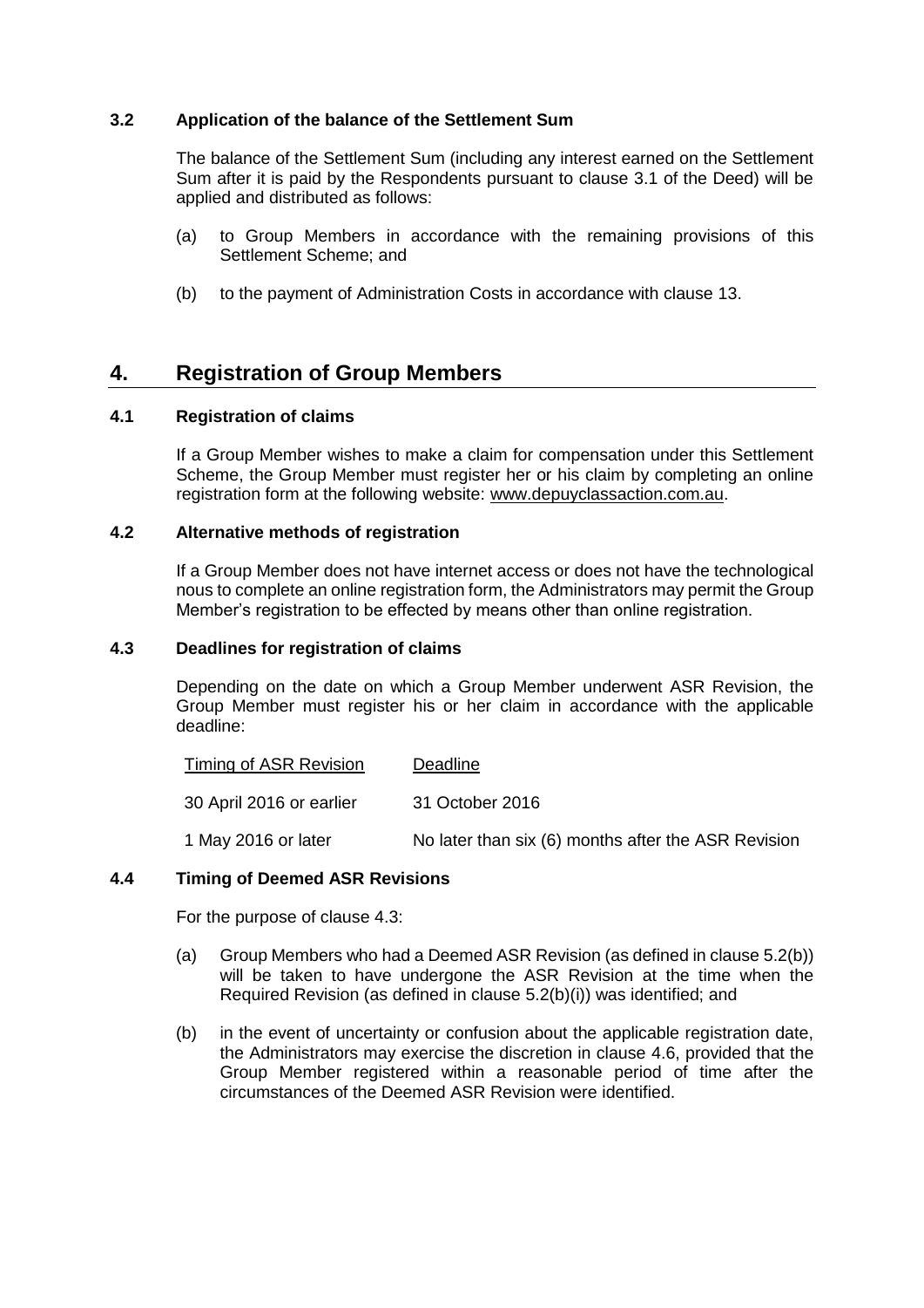### 3.2 Application of the balance of the Settlement Sum

The balance of the Settlement Sum (including any interest earned on the Settlement Sum after it is paid by the Respondents pursuant to clause 3.1 of the Deed) will be applied and distributed as follows:

(a) to Group Members in accordance with the remaining provisions of this Settlement Scheme; and

(b) to the payment of Administration Costs in accordance with clause 13.

## 4. Registration of Group Members

### 4.1 Registration of claims

If a Group Member wishes to make a claim for compensation under this Settlement Scheme, the Group Member must register her or his claim by completing an online registration form at the following website: www.depuyclassaction.com.au.

### 4.2 Alternative methods of registration

If a Group Member does not have internet access or does not have the technological nous to complete an online registration form, the Administrators may permit the Group Member's registration to be effected by means other than online registration.

### 4.3 Deadlines for registration of claims

Depending on the date on which a Group Member underwent ASR Revision, the Group Member must register his or her claim in accordance with the applicable deadline:

| Timing of ASR Revision | Deadline |
| --- | --- |
| 30 April 2016 or earlier | 31 October 2016 |
| 1 May 2016 or later | No later than six (6) months after the ASR Revision |

### 4.4 Timing of Deemed ASR Revisions

For the purpose of clause 4.3:

(a) Group Members who had a Deemed ASR Revision (as defined in clause 5.2(b)) will be taken to have undergone the ASR Revision at the time when the Required Revision (as defined in clause 5.2(b)(i)) was identified; and

(b) in the event of uncertainty or confusion about the applicable registration date, the Administrators may exercise the discretion in clause 4.6, provided that the Group Member registered within a reasonable period of time after the circumstances of the Deemed ASR Revision were identified.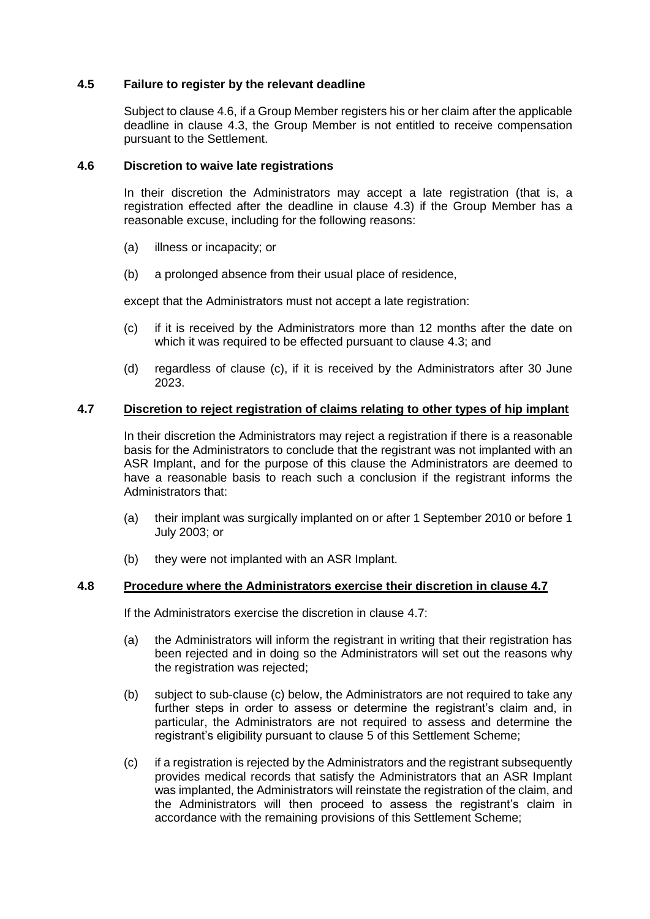### 4.5 Failure to register by the relevant deadline

Subject to clause 4.6, if a Group Member registers his or her claim after the applicable deadline in clause 4.3, the Group Member is not entitled to receive compensation pursuant to the Settlement.

### 4.6 Discretion to waive late registrations

In their discretion the Administrators may accept a late registration (that is, a registration effected after the deadline in clause 4.3) if the Group Member has a reasonable excuse, including for the following reasons:

(a) illness or incapacity; or

(b) a prolonged absence from their usual place of residence,

except that the Administrators must not accept a late registration:

(c) if it is received by the Administrators more than 12 months after the date on which it was required to be effected pursuant to clause 4.3; and

(d) regardless of clause (c), if it is received by the Administrators after 30 June 2023.

### 4.7 Discretion to reject registration of claims relating to other types of hip implant

In their discretion the Administrators may reject a registration if there is a reasonable basis for the Administrators to conclude that the registrant was not implanted with an ASR Implant, and for the purpose of this clause the Administrators are deemed to have a reasonable basis to reach such a conclusion if the registrant informs the Administrators that:

(a) their implant was surgically implanted on or after 1 September 2010 or before 1 July 2003; or

(b) they were not implanted with an ASR Implant.

### 4.8 Procedure where the Administrators exercise their discretion in clause 4.7

If the Administrators exercise the discretion in clause 4.7:

(a) the Administrators will inform the registrant in writing that their registration has been rejected and in doing so the Administrators will set out the reasons why the registration was rejected;

(b) subject to sub-clause (c) below, the Administrators are not required to take any further steps in order to assess or determine the registrant's claim and, in particular, the Administrators are not required to assess and determine the registrant's eligibility pursuant to clause 5 of this Settlement Scheme;

(c) if a registration is rejected by the Administrators and the registrant subsequently provides medical records that satisfy the Administrators that an ASR Implant was implanted, the Administrators will reinstate the registration of the claim, and the Administrators will then proceed to assess the registrant's claim in accordance with the remaining provisions of this Settlement Scheme;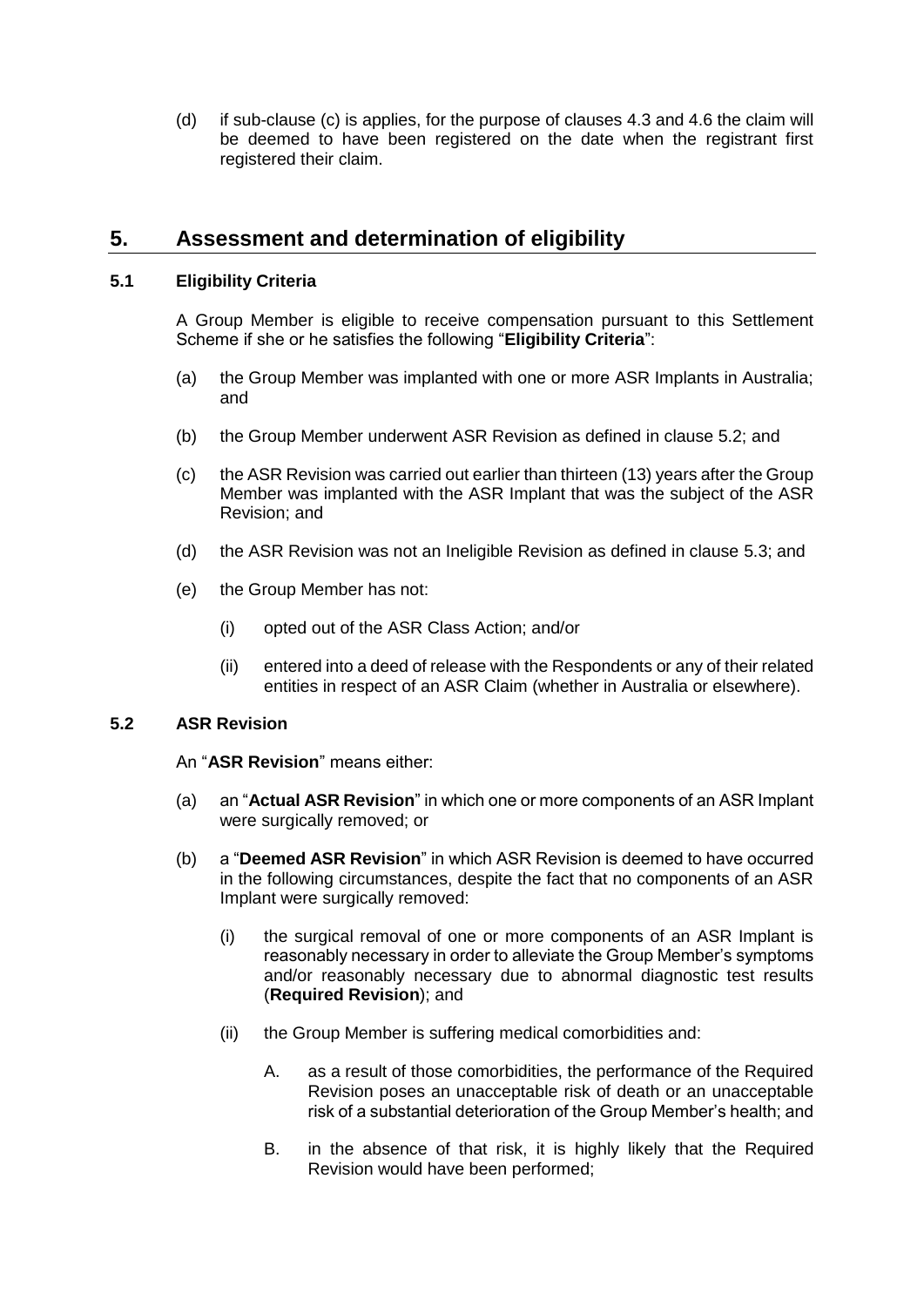(d) if sub-clause (c) is applies, for the purpose of clauses 4.3 and 4.6 the claim will be deemed to have been registered on the date when the registrant first registered their claim.

## 5. Assessment and determination of eligibility

### 5.1 Eligibility Criteria

A Group Member is eligible to receive compensation pursuant to this Settlement Scheme if she or he satisfies the following "**Eligibility Criteria**":

(a) the Group Member was implanted with one or more ASR Implants in Australia; and

(b) the Group Member underwent ASR Revision as defined in clause 5.2; and

(c) the ASR Revision was carried out earlier than thirteen (13) years after the Group Member was implanted with the ASR Implant that was the subject of the ASR Revision; and

(d) the ASR Revision was not an Ineligible Revision as defined in clause 5.3; and

(e) the Group Member has not:

  (i) opted out of the ASR Class Action; and/or

  (ii) entered into a deed of release with the Respondents or any of their related entities in respect of an ASR Claim (whether in Australia or elsewhere).

### 5.2 ASR Revision

An "**ASR Revision**" means either:

(a) an "**Actual ASR Revision**" in which one or more components of an ASR Implant were surgically removed; or

(b) a "**Deemed ASR Revision**" in which ASR Revision is deemed to have occurred in the following circumstances, despite the fact that no components of an ASR Implant were surgically removed:

  (i) the surgical removal of one or more components of an ASR Implant is reasonably necessary in order to alleviate the Group Member's symptoms and/or reasonably necessary due to abnormal diagnostic test results (**Required Revision**); and

  (ii) the Group Member is suffering medical comorbidities and:

    A. as a result of those comorbidities, the performance of the Required Revision poses an unacceptable risk of death or an unacceptable risk of a substantial deterioration of the Group Member's health; and

    B. in the absence of that risk, it is highly likely that the Required Revision would have been performed;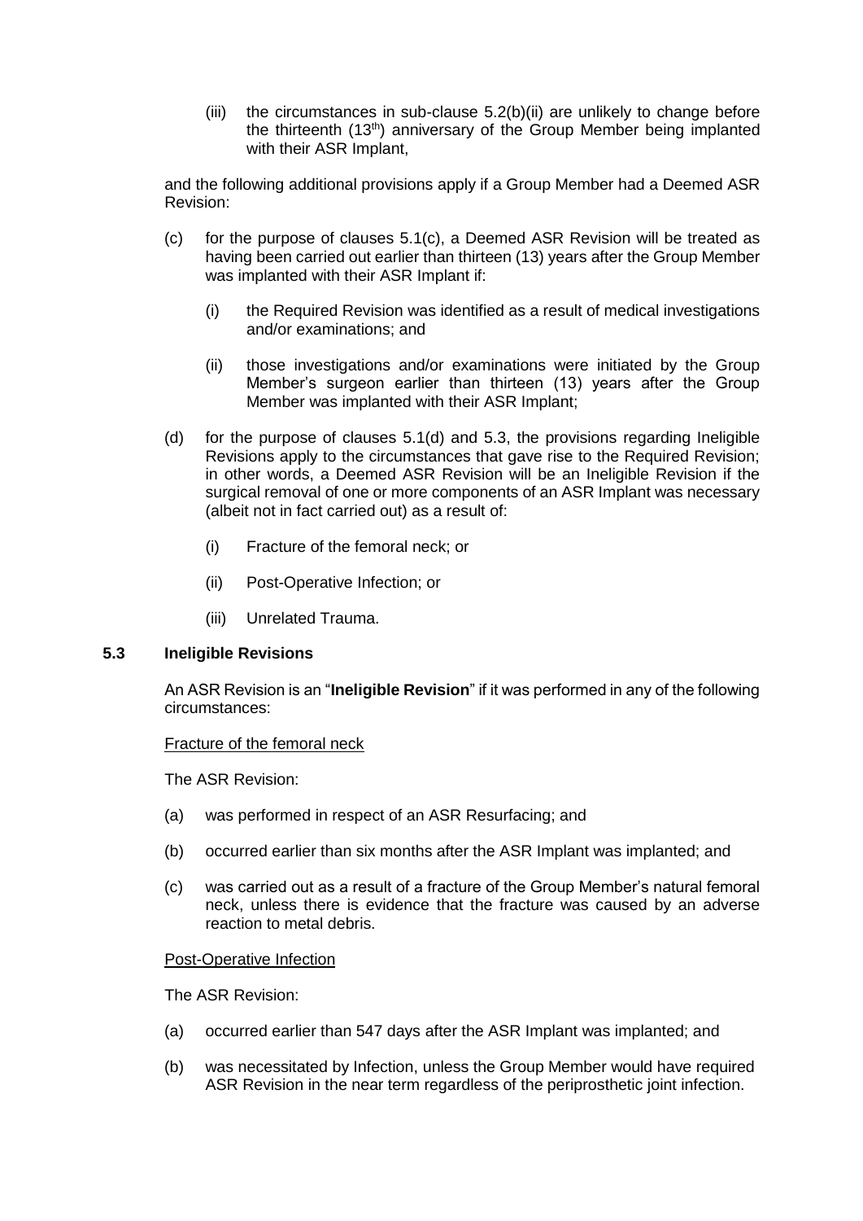(iii) the circumstances in sub-clause 5.2(b)(ii) are unlikely to change before the thirteenth (13th) anniversary of the Group Member being implanted with their ASR Implant,

and the following additional provisions apply if a Group Member had a Deemed ASR Revision:

(c) for the purpose of clauses 5.1(c), a Deemed ASR Revision will be treated as having been carried out earlier than thirteen (13) years after the Group Member was implanted with their ASR Implant if:

  (i) the Required Revision was identified as a result of medical investigations and/or examinations; and

  (ii) those investigations and/or examinations were initiated by the Group Member's surgeon earlier than thirteen (13) years after the Group Member was implanted with their ASR Implant;

(d) for the purpose of clauses 5.1(d) and 5.3, the provisions regarding Ineligible Revisions apply to the circumstances that gave rise to the Required Revision; in other words, a Deemed ASR Revision will be an Ineligible Revision if the surgical removal of one or more components of an ASR Implant was necessary (albeit not in fact carried out) as a result of:

  (i) Fracture of the femoral neck; or

  (ii) Post-Operative Infection; or

  (iii) Unrelated Trauma.

### 5.3 Ineligible Revisions

An ASR Revision is an "**Ineligible Revision**" if it was performed in any of the following circumstances:

Fracture of the femoral neck

The ASR Revision:

(a) was performed in respect of an ASR Resurfacing; and

(b) occurred earlier than six months after the ASR Implant was implanted; and

(c) was carried out as a result of a fracture of the Group Member's natural femoral neck, unless there is evidence that the fracture was caused by an adverse reaction to metal debris.

Post-Operative Infection

The ASR Revision:

(a) occurred earlier than 547 days after the ASR Implant was implanted; and

(b) was necessitated by Infection, unless the Group Member would have required ASR Revision in the near term regardless of the periprosthetic joint infection.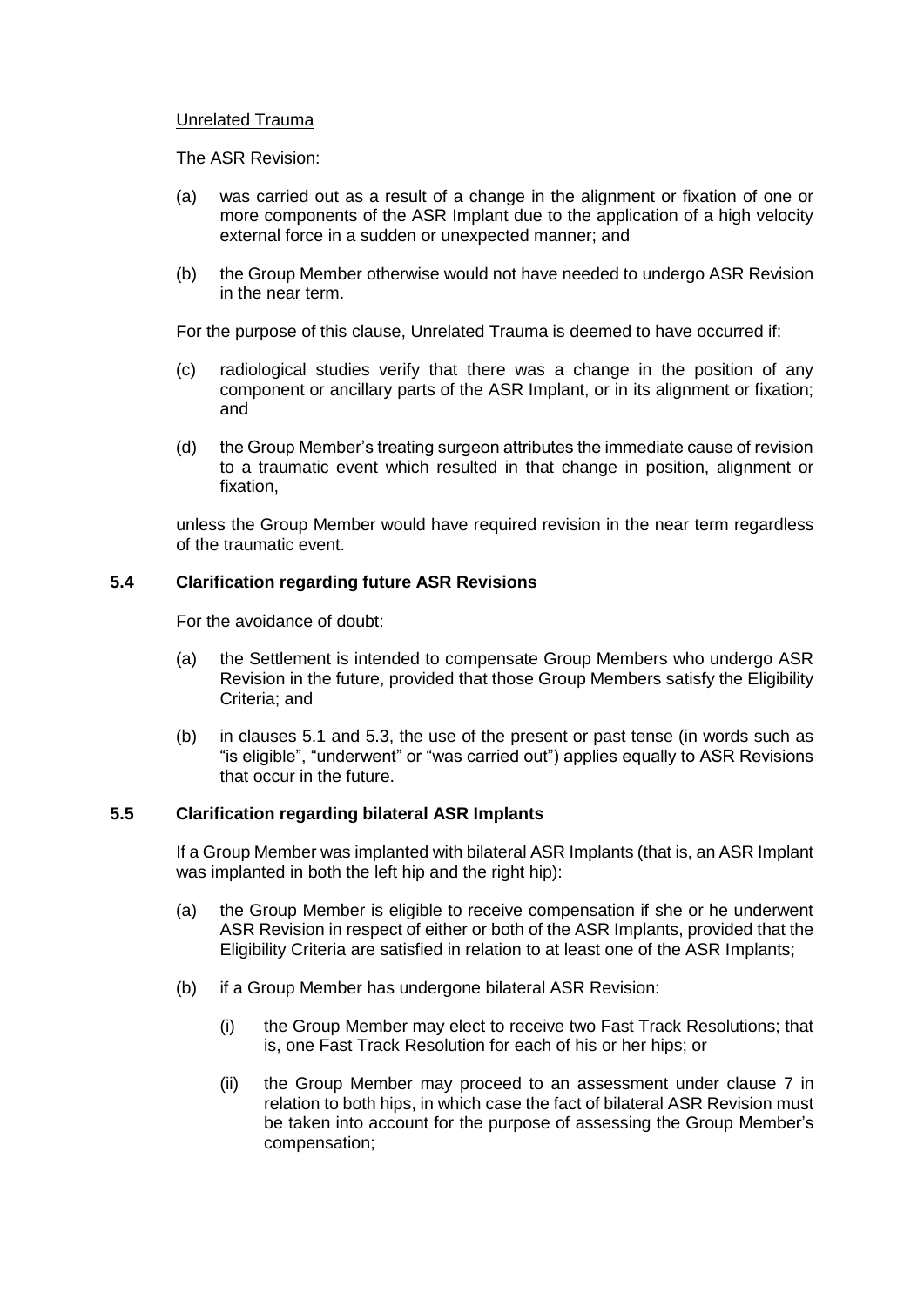Unrelated Trauma

The ASR Revision:

(a) was carried out as a result of a change in the alignment or fixation of one or more components of the ASR Implant due to the application of a high velocity external force in a sudden or unexpected manner; and

(b) the Group Member otherwise would not have needed to undergo ASR Revision in the near term.

For the purpose of this clause, Unrelated Trauma is deemed to have occurred if:

(c) radiological studies verify that there was a change in the position of any component or ancillary parts of the ASR Implant, or in its alignment or fixation; and

(d) the Group Member's treating surgeon attributes the immediate cause of revision to a traumatic event which resulted in that change in position, alignment or fixation,

unless the Group Member would have required revision in the near term regardless of the traumatic event.

### 5.4 Clarification regarding future ASR Revisions

For the avoidance of doubt:

(a) the Settlement is intended to compensate Group Members who undergo ASR Revision in the future, provided that those Group Members satisfy the Eligibility Criteria; and

(b) in clauses 5.1 and 5.3, the use of the present or past tense (in words such as "is eligible", "underwent" or "was carried out") applies equally to ASR Revisions that occur in the future.

### 5.5 Clarification regarding bilateral ASR Implants

If a Group Member was implanted with bilateral ASR Implants (that is, an ASR Implant was implanted in both the left hip and the right hip):

(a) the Group Member is eligible to receive compensation if she or he underwent ASR Revision in respect of either or both of the ASR Implants, provided that the Eligibility Criteria are satisfied in relation to at least one of the ASR Implants;

(b) if a Group Member has undergone bilateral ASR Revision:

   (i) the Group Member may elect to receive two Fast Track Resolutions; that is, one Fast Track Resolution for each of his or her hips; or

   (ii) the Group Member may proceed to an assessment under clause 7 in relation to both hips, in which case the fact of bilateral ASR Revision must be taken into account for the purpose of assessing the Group Member's compensation;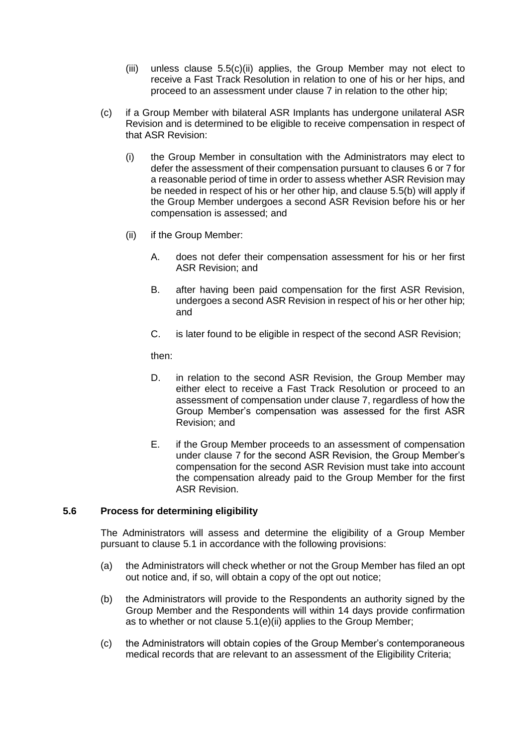(iii) unless clause 5.5(c)(ii) applies, the Group Member may not elect to receive a Fast Track Resolution in relation to one of his or her hips, and proceed to an assessment under clause 7 in relation to the other hip;

(c) if a Group Member with bilateral ASR Implants has undergone unilateral ASR Revision and is determined to be eligible to receive compensation in respect of that ASR Revision:

   (i) the Group Member in consultation with the Administrators may elect to defer the assessment of their compensation pursuant to clauses 6 or 7 for a reasonable period of time in order to assess whether ASR Revision may be needed in respect of his or her other hip, and clause 5.5(b) will apply if the Group Member undergoes a second ASR Revision before his or her compensation is assessed; and

   (ii) if the Group Member:

      A. does not defer their compensation assessment for his or her first ASR Revision; and

      B. after having been paid compensation for the first ASR Revision, undergoes a second ASR Revision in respect of his or her other hip; and

      C. is later found to be eligible in respect of the second ASR Revision;

      then:

      D. in relation to the second ASR Revision, the Group Member may either elect to receive a Fast Track Resolution or proceed to an assessment of compensation under clause 7, regardless of how the Group Member's compensation was assessed for the first ASR Revision; and

      E. if the Group Member proceeds to an assessment of compensation under clause 7 for the second ASR Revision, the Group Member's compensation for the second ASR Revision must take into account the compensation already paid to the Group Member for the first ASR Revision.

### 5.6 Process for determining eligibility

The Administrators will assess and determine the eligibility of a Group Member pursuant to clause 5.1 in accordance with the following provisions:

(a) the Administrators will check whether or not the Group Member has filed an opt out notice and, if so, will obtain a copy of the opt out notice;

(b) the Administrators will provide to the Respondents an authority signed by the Group Member and the Respondents will within 14 days provide confirmation as to whether or not clause 5.1(e)(ii) applies to the Group Member;

(c) the Administrators will obtain copies of the Group Member's contemporaneous medical records that are relevant to an assessment of the Eligibility Criteria;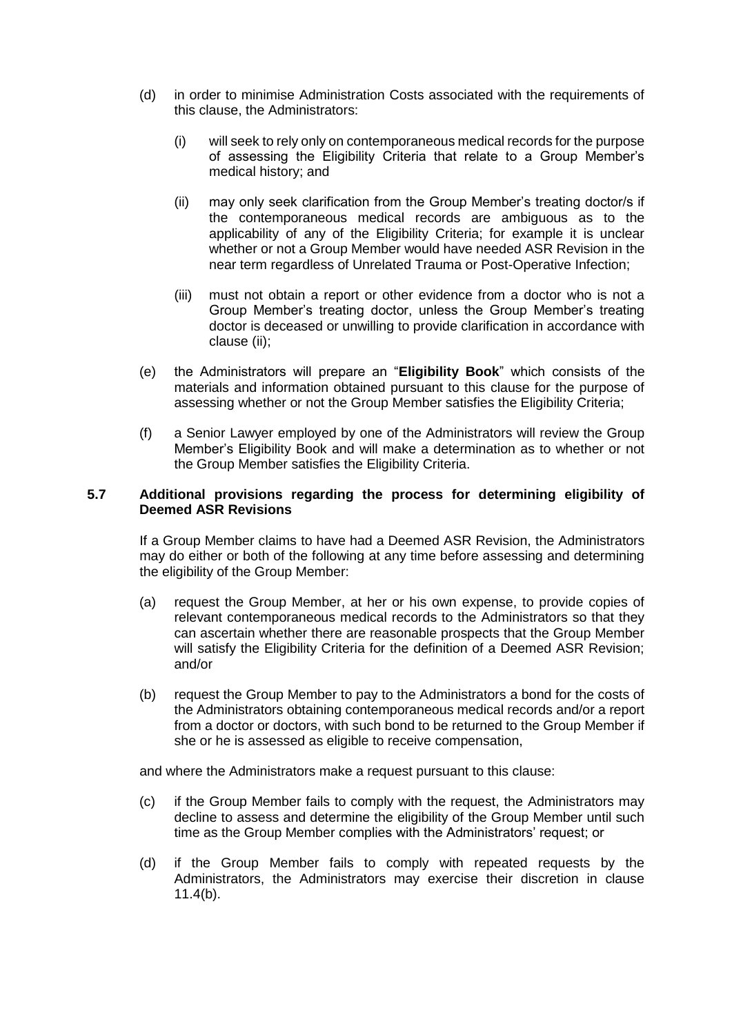(d) in order to minimise Administration Costs associated with the requirements of this clause, the Administrators:

   (i) will seek to rely only on contemporaneous medical records for the purpose of assessing the Eligibility Criteria that relate to a Group Member's medical history; and

   (ii) may only seek clarification from the Group Member's treating doctor/s if the contemporaneous medical records are ambiguous as to the applicability of any of the Eligibility Criteria; for example it is unclear whether or not a Group Member would have needed ASR Revision in the near term regardless of Unrelated Trauma or Post-Operative Infection;

   (iii) must not obtain a report or other evidence from a doctor who is not a Group Member's treating doctor, unless the Group Member's treating doctor is deceased or unwilling to provide clarification in accordance with clause (ii);

(e) the Administrators will prepare an "**Eligibility Book**" which consists of the materials and information obtained pursuant to this clause for the purpose of assessing whether or not the Group Member satisfies the Eligibility Criteria;

(f) a Senior Lawyer employed by one of the Administrators will review the Group Member's Eligibility Book and will make a determination as to whether or not the Group Member satisfies the Eligibility Criteria.

### 5.7 Additional provisions regarding the process for determining eligibility of Deemed ASR Revisions

If a Group Member claims to have had a Deemed ASR Revision, the Administrators may do either or both of the following at any time before assessing and determining the eligibility of the Group Member:

(a) request the Group Member, at her or his own expense, to provide copies of relevant contemporaneous medical records to the Administrators so that they can ascertain whether there are reasonable prospects that the Group Member will satisfy the Eligibility Criteria for the definition of a Deemed ASR Revision; and/or

(b) request the Group Member to pay to the Administrators a bond for the costs of the Administrators obtaining contemporaneous medical records and/or a report from a doctor or doctors, with such bond to be returned to the Group Member if she or he is assessed as eligible to receive compensation,

and where the Administrators make a request pursuant to this clause:

(c) if the Group Member fails to comply with the request, the Administrators may decline to assess and determine the eligibility of the Group Member until such time as the Group Member complies with the Administrators' request; or

(d) if the Group Member fails to comply with repeated requests by the Administrators, the Administrators may exercise their discretion in clause 11.4(b).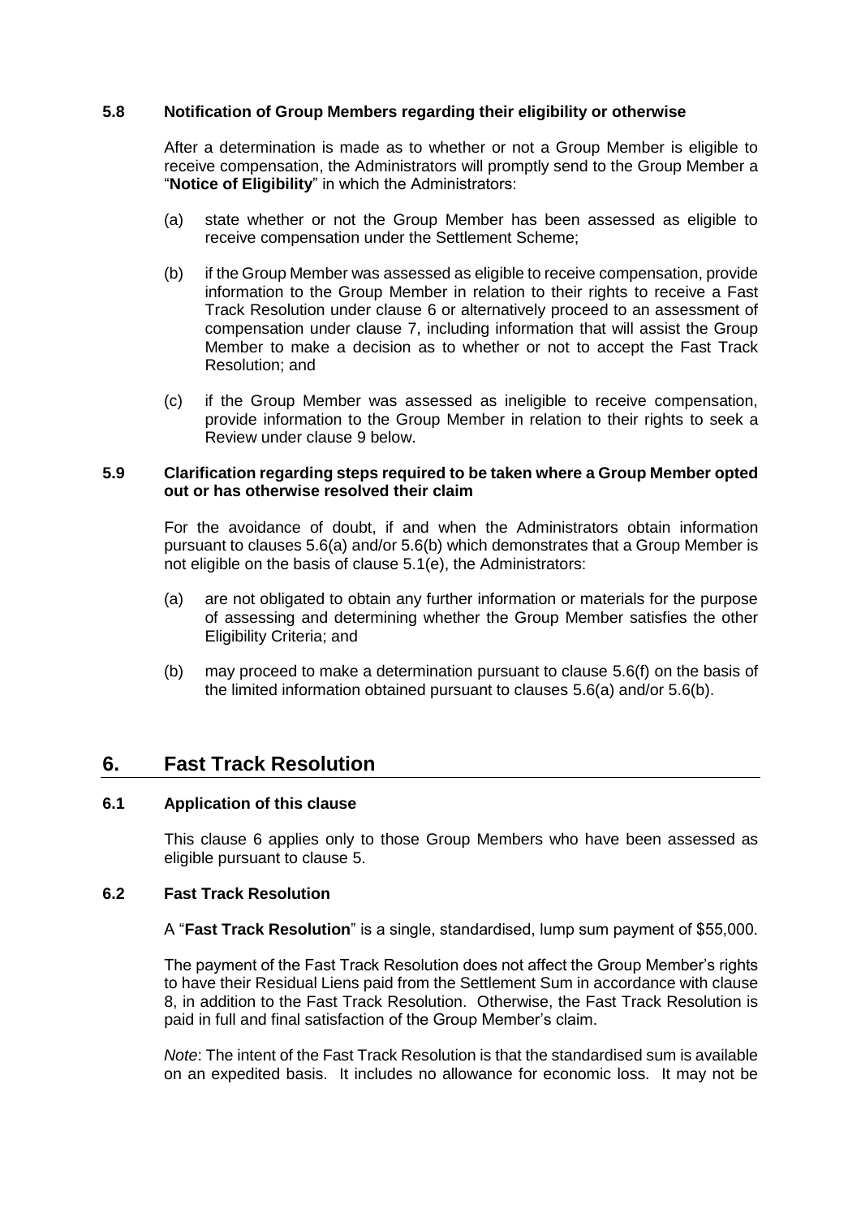### 5.8 Notification of Group Members regarding their eligibility or otherwise

After a determination is made as to whether or not a Group Member is eligible to receive compensation, the Administrators will promptly send to the Group Member a "**Notice of Eligibility**" in which the Administrators:

(a) state whether or not the Group Member has been assessed as eligible to receive compensation under the Settlement Scheme;

(b) if the Group Member was assessed as eligible to receive compensation, provide information to the Group Member in relation to their rights to receive a Fast Track Resolution under clause 6 or alternatively proceed to an assessment of compensation under clause 7, including information that will assist the Group Member to make a decision as to whether or not to accept the Fast Track Resolution; and

(c) if the Group Member was assessed as ineligible to receive compensation, provide information to the Group Member in relation to their rights to seek a Review under clause 9 below.

### 5.9 Clarification regarding steps required to be taken where a Group Member opted out or has otherwise resolved their claim

For the avoidance of doubt, if and when the Administrators obtain information pursuant to clauses 5.6(a) and/or 5.6(b) which demonstrates that a Group Member is not eligible on the basis of clause 5.1(e), the Administrators:

(a) are not obligated to obtain any further information or materials for the purpose of assessing and determining whether the Group Member satisfies the other Eligibility Criteria; and

(b) may proceed to make a determination pursuant to clause 5.6(f) on the basis of the limited information obtained pursuant to clauses 5.6(a) and/or 5.6(b).

## 6. Fast Track Resolution

### 6.1 Application of this clause

This clause 6 applies only to those Group Members who have been assessed as eligible pursuant to clause 5.

### 6.2 Fast Track Resolution

A "**Fast Track Resolution**" is a single, standardised, lump sum payment of $55,000.

The payment of the Fast Track Resolution does not affect the Group Member's rights to have their Residual Liens paid from the Settlement Sum in accordance with clause 8, in addition to the Fast Track Resolution. Otherwise, the Fast Track Resolution is paid in full and final satisfaction of the Group Member's claim.

*Note*: The intent of the Fast Track Resolution is that the standardised sum is available on an expedited basis. It includes no allowance for economic loss. It may not be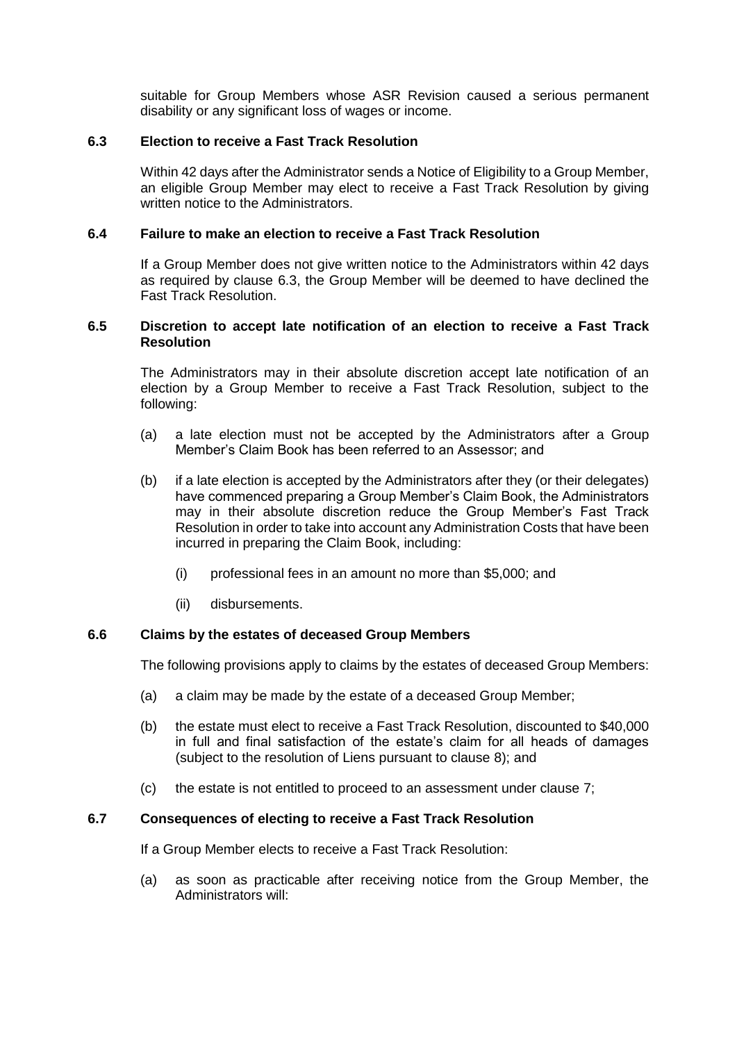suitable for Group Members whose ASR Revision caused a serious permanent disability or any significant loss of wages or income.

### 6.3 Election to receive a Fast Track Resolution

Within 42 days after the Administrator sends a Notice of Eligibility to a Group Member, an eligible Group Member may elect to receive a Fast Track Resolution by giving written notice to the Administrators.

### 6.4 Failure to make an election to receive a Fast Track Resolution

If a Group Member does not give written notice to the Administrators within 42 days as required by clause 6.3, the Group Member will be deemed to have declined the Fast Track Resolution.

### 6.5 Discretion to accept late notification of an election to receive a Fast Track Resolution

The Administrators may in their absolute discretion accept late notification of an election by a Group Member to receive a Fast Track Resolution, subject to the following:

(a) a late election must not be accepted by the Administrators after a Group Member's Claim Book has been referred to an Assessor; and

(b) if a late election is accepted by the Administrators after they (or their delegates) have commenced preparing a Group Member's Claim Book, the Administrators may in their absolute discretion reduce the Group Member's Fast Track Resolution in order to take into account any Administration Costs that have been incurred in preparing the Claim Book, including:

  (i) professional fees in an amount no more than $5,000; and

  (ii) disbursements.

### 6.6 Claims by the estates of deceased Group Members

The following provisions apply to claims by the estates of deceased Group Members:

(a) a claim may be made by the estate of a deceased Group Member;

(b) the estate must elect to receive a Fast Track Resolution, discounted to $40,000 in full and final satisfaction of the estate's claim for all heads of damages (subject to the resolution of Liens pursuant to clause 8); and

(c) the estate is not entitled to proceed to an assessment under clause 7;

### 6.7 Consequences of electing to receive a Fast Track Resolution

If a Group Member elects to receive a Fast Track Resolution:

(a) as soon as practicable after receiving notice from the Group Member, the Administrators will: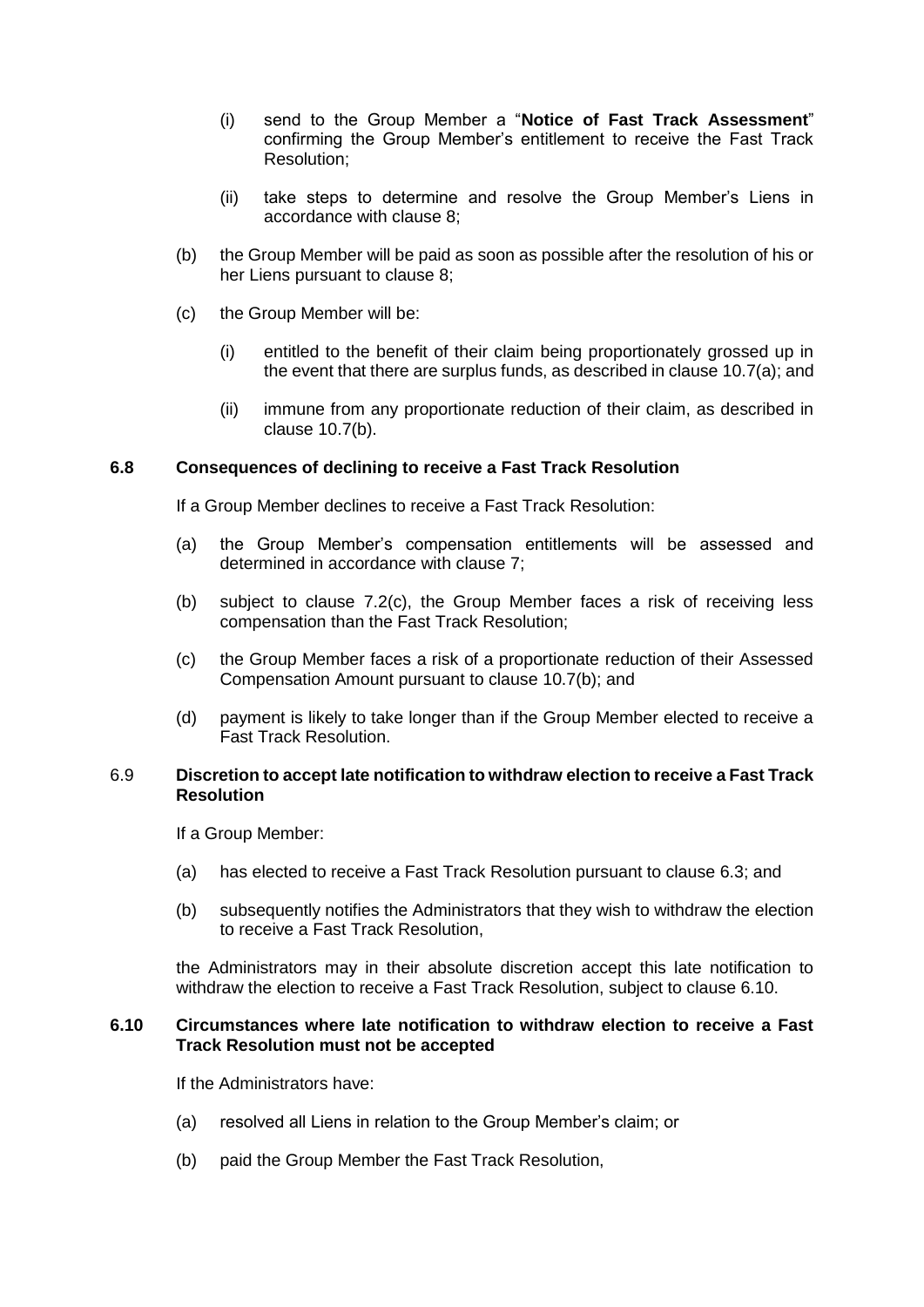(i) send to the Group Member a "**Notice of Fast Track Assessment**" confirming the Group Member's entitlement to receive the Fast Track Resolution;

(ii) take steps to determine and resolve the Group Member's Liens in accordance with clause 8;

(b) the Group Member will be paid as soon as possible after the resolution of his or her Liens pursuant to clause 8;

(c) the Group Member will be:

(i) entitled to the benefit of their claim being proportionately grossed up in the event that there are surplus funds, as described in clause 10.7(a); and

(ii) immune from any proportionate reduction of their claim, as described in clause 10.7(b).

### 6.8 Consequences of declining to receive a Fast Track Resolution

If a Group Member declines to receive a Fast Track Resolution:

(a) the Group Member's compensation entitlements will be assessed and determined in accordance with clause 7;

(b) subject to clause 7.2(c), the Group Member faces a risk of receiving less compensation than the Fast Track Resolution;

(c) the Group Member faces a risk of a proportionate reduction of their Assessed Compensation Amount pursuant to clause 10.7(b); and

(d) payment is likely to take longer than if the Group Member elected to receive a Fast Track Resolution.

### 6.9 Discretion to accept late notification to withdraw election to receive a Fast Track Resolution

If a Group Member:

(a) has elected to receive a Fast Track Resolution pursuant to clause 6.3; and

(b) subsequently notifies the Administrators that they wish to withdraw the election to receive a Fast Track Resolution,

the Administrators may in their absolute discretion accept this late notification to withdraw the election to receive a Fast Track Resolution, subject to clause 6.10.

### 6.10 Circumstances where late notification to withdraw election to receive a Fast Track Resolution must not be accepted

If the Administrators have:

(a) resolved all Liens in relation to the Group Member's claim; or

(b) paid the Group Member the Fast Track Resolution,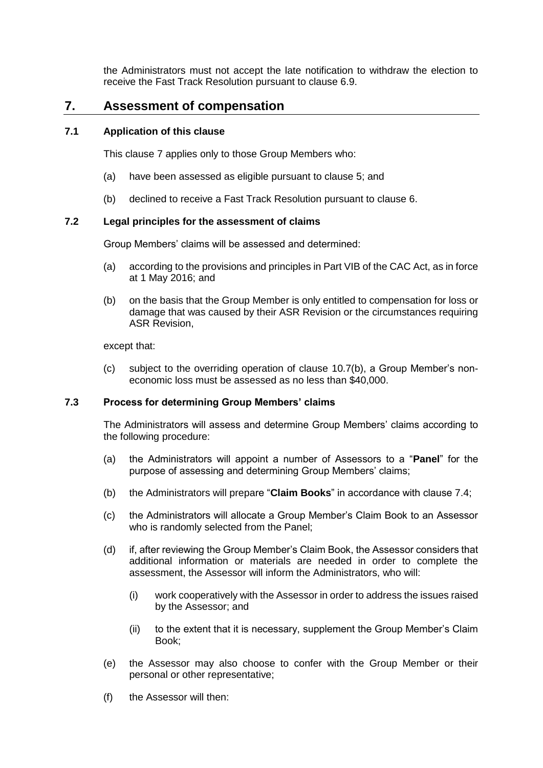the Administrators must not accept the late notification to withdraw the election to receive the Fast Track Resolution pursuant to clause 6.9.

## 7. Assessment of compensation

### 7.1 Application of this clause

This clause 7 applies only to those Group Members who:

(a) have been assessed as eligible pursuant to clause 5; and

(b) declined to receive a Fast Track Resolution pursuant to clause 6.

### 7.2 Legal principles for the assessment of claims

Group Members' claims will be assessed and determined:

(a) according to the provisions and principles in Part VIB of the CAC Act, as in force at 1 May 2016; and

(b) on the basis that the Group Member is only entitled to compensation for loss or damage that was caused by their ASR Revision or the circumstances requiring ASR Revision,

except that:

(c) subject to the overriding operation of clause 10.7(b), a Group Member's non-economic loss must be assessed as no less than $40,000.

### 7.3 Process for determining Group Members' claims

The Administrators will assess and determine Group Members' claims according to the following procedure:

(a) the Administrators will appoint a number of Assessors to a "**Panel**" for the purpose of assessing and determining Group Members' claims;

(b) the Administrators will prepare "**Claim Books**" in accordance with clause 7.4;

(c) the Administrators will allocate a Group Member's Claim Book to an Assessor who is randomly selected from the Panel;

(d) if, after reviewing the Group Member's Claim Book, the Assessor considers that additional information or materials are needed in order to complete the assessment, the Assessor will inform the Administrators, who will:

   (i) work cooperatively with the Assessor in order to address the issues raised by the Assessor; and

   (ii) to the extent that it is necessary, supplement the Group Member's Claim Book;

(e) the Assessor may also choose to confer with the Group Member or their personal or other representative;

(f) the Assessor will then: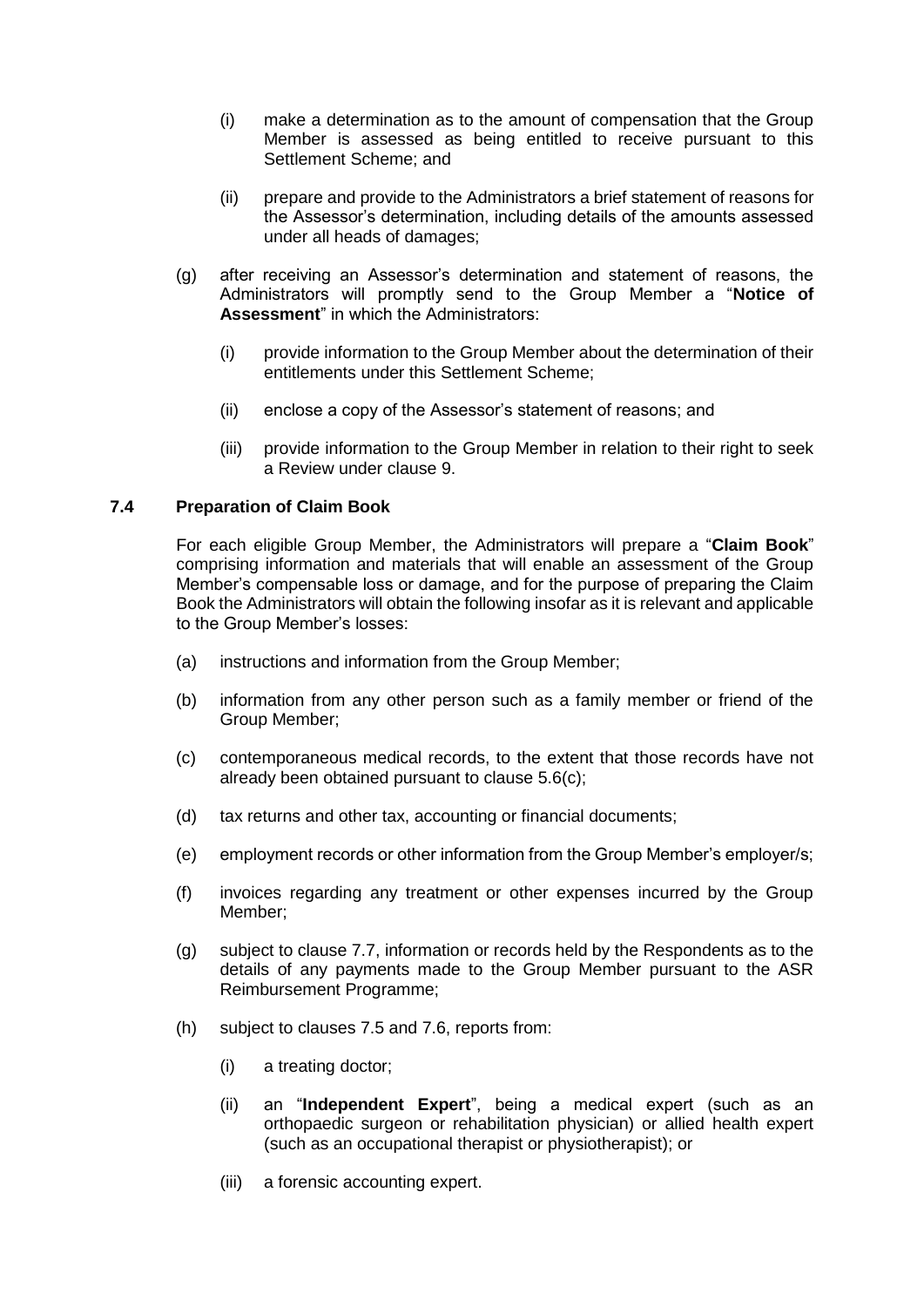(i) make a determination as to the amount of compensation that the Group Member is assessed as being entitled to receive pursuant to this Settlement Scheme; and

(ii) prepare and provide to the Administrators a brief statement of reasons for the Assessor's determination, including details of the amounts assessed under all heads of damages;

(g) after receiving an Assessor's determination and statement of reasons, the Administrators will promptly send to the Group Member a "**Notice of Assessment**" in which the Administrators:

(i) provide information to the Group Member about the determination of their entitlements under this Settlement Scheme;

(ii) enclose a copy of the Assessor's statement of reasons; and

(iii) provide information to the Group Member in relation to their right to seek a Review under clause 9.

### 7.4 Preparation of Claim Book

For each eligible Group Member, the Administrators will prepare a "**Claim Book**" comprising information and materials that will enable an assessment of the Group Member's compensable loss or damage, and for the purpose of preparing the Claim Book the Administrators will obtain the following insofar as it is relevant and applicable to the Group Member's losses:

(a) instructions and information from the Group Member;

(b) information from any other person such as a family member or friend of the Group Member;

(c) contemporaneous medical records, to the extent that those records have not already been obtained pursuant to clause 5.6(c);

(d) tax returns and other tax, accounting or financial documents;

(e) employment records or other information from the Group Member's employer/s;

(f) invoices regarding any treatment or other expenses incurred by the Group Member;

(g) subject to clause 7.7, information or records held by the Respondents as to the details of any payments made to the Group Member pursuant to the ASR Reimbursement Programme;

(h) subject to clauses 7.5 and 7.6, reports from:

(i) a treating doctor;

(ii) an "**Independent Expert**", being a medical expert (such as an orthopaedic surgeon or rehabilitation physician) or allied health expert (such as an occupational therapist or physiotherapist); or

(iii) a forensic accounting expert.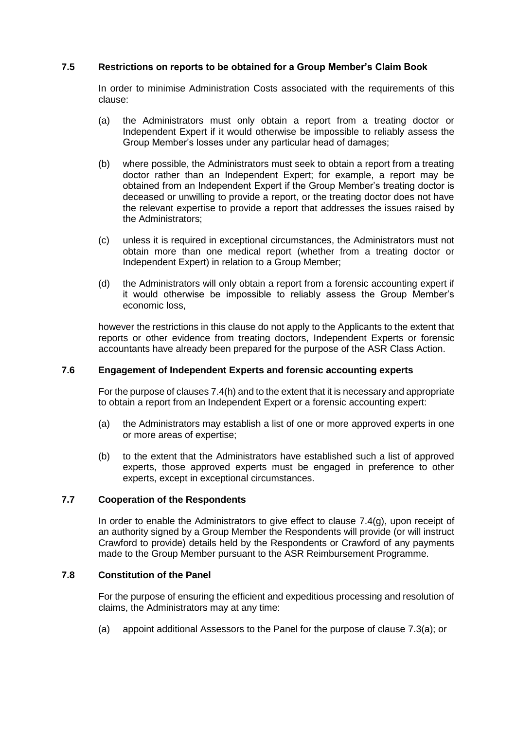### 7.5 Restrictions on reports to be obtained for a Group Member's Claim Book

In order to minimise Administration Costs associated with the requirements of this clause:

(a) the Administrators must only obtain a report from a treating doctor or Independent Expert if it would otherwise be impossible to reliably assess the Group Member's losses under any particular head of damages;

(b) where possible, the Administrators must seek to obtain a report from a treating doctor rather than an Independent Expert; for example, a report may be obtained from an Independent Expert if the Group Member's treating doctor is deceased or unwilling to provide a report, or the treating doctor does not have the relevant expertise to provide a report that addresses the issues raised by the Administrators;

(c) unless it is required in exceptional circumstances, the Administrators must not obtain more than one medical report (whether from a treating doctor or Independent Expert) in relation to a Group Member;

(d) the Administrators will only obtain a report from a forensic accounting expert if it would otherwise be impossible to reliably assess the Group Member's economic loss,

however the restrictions in this clause do not apply to the Applicants to the extent that reports or other evidence from treating doctors, Independent Experts or forensic accountants have already been prepared for the purpose of the ASR Class Action.

### 7.6 Engagement of Independent Experts and forensic accounting experts

For the purpose of clauses 7.4(h) and to the extent that it is necessary and appropriate to obtain a report from an Independent Expert or a forensic accounting expert:

(a) the Administrators may establish a list of one or more approved experts in one or more areas of expertise;

(b) to the extent that the Administrators have established such a list of approved experts, those approved experts must be engaged in preference to other experts, except in exceptional circumstances.

### 7.7 Cooperation of the Respondents

In order to enable the Administrators to give effect to clause 7.4(g), upon receipt of an authority signed by a Group Member the Respondents will provide (or will instruct Crawford to provide) details held by the Respondents or Crawford of any payments made to the Group Member pursuant to the ASR Reimbursement Programme.

### 7.8 Constitution of the Panel

For the purpose of ensuring the efficient and expeditious processing and resolution of claims, the Administrators may at any time:

(a) appoint additional Assessors to the Panel for the purpose of clause 7.3(a); or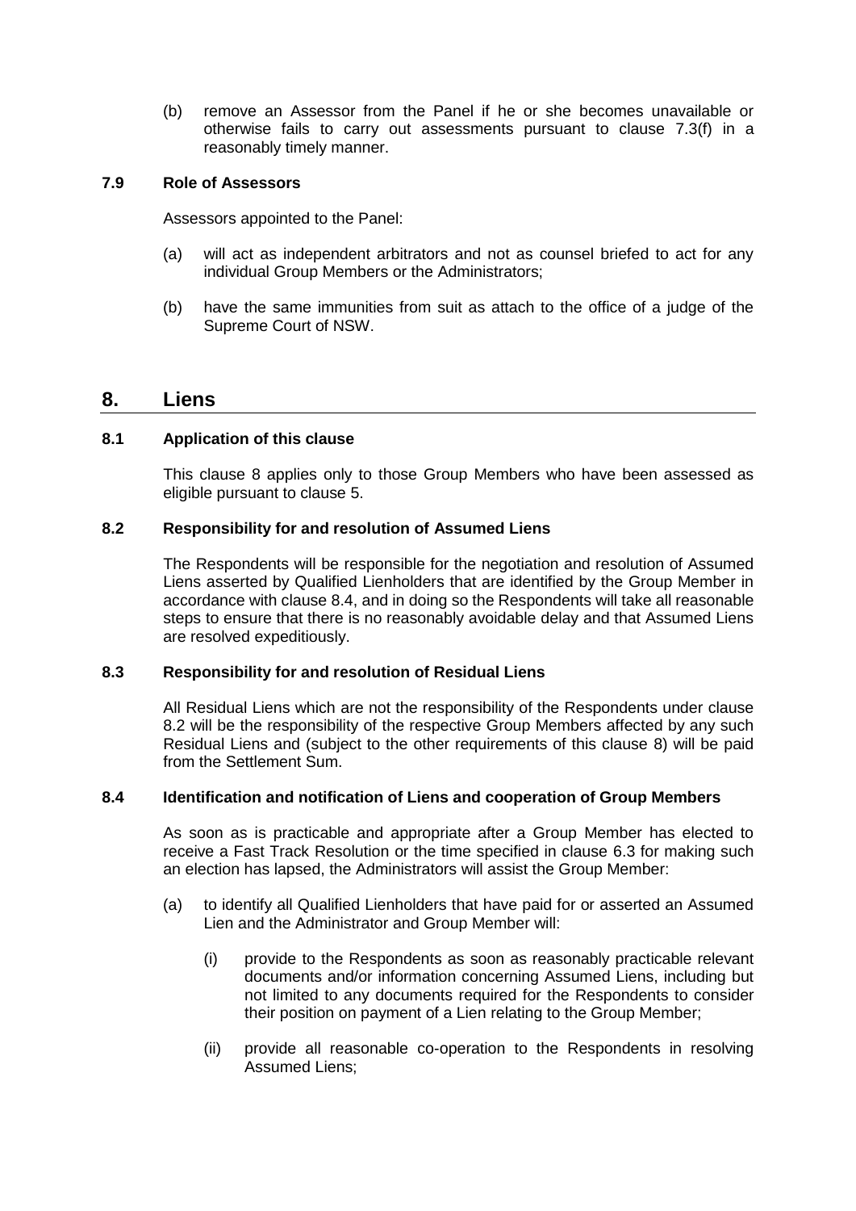(b) remove an Assessor from the Panel if he or she becomes unavailable or otherwise fails to carry out assessments pursuant to clause 7.3(f) in a reasonably timely manner.

### 7.9 Role of Assessors

Assessors appointed to the Panel:

(a) will act as independent arbitrators and not as counsel briefed to act for any individual Group Members or the Administrators;

(b) have the same immunities from suit as attach to the office of a judge of the Supreme Court of NSW.

## 8. Liens

### 8.1 Application of this clause

This clause 8 applies only to those Group Members who have been assessed as eligible pursuant to clause 5.

### 8.2 Responsibility for and resolution of Assumed Liens

The Respondents will be responsible for the negotiation and resolution of Assumed Liens asserted by Qualified Lienholders that are identified by the Group Member in accordance with clause 8.4, and in doing so the Respondents will take all reasonable steps to ensure that there is no reasonably avoidable delay and that Assumed Liens are resolved expeditiously.

### 8.3 Responsibility for and resolution of Residual Liens

All Residual Liens which are not the responsibility of the Respondents under clause 8.2 will be the responsibility of the respective Group Members affected by any such Residual Liens and (subject to the other requirements of this clause 8) will be paid from the Settlement Sum.

### 8.4 Identification and notification of Liens and cooperation of Group Members

As soon as is practicable and appropriate after a Group Member has elected to receive a Fast Track Resolution or the time specified in clause 6.3 for making such an election has lapsed, the Administrators will assist the Group Member:

(a) to identify all Qualified Lienholders that have paid for or asserted an Assumed Lien and the Administrator and Group Member will:

  (i) provide to the Respondents as soon as reasonably practicable relevant documents and/or information concerning Assumed Liens, including but not limited to any documents required for the Respondents to consider their position on payment of a Lien relating to the Group Member;

  (ii) provide all reasonable co-operation to the Respondents in resolving Assumed Liens;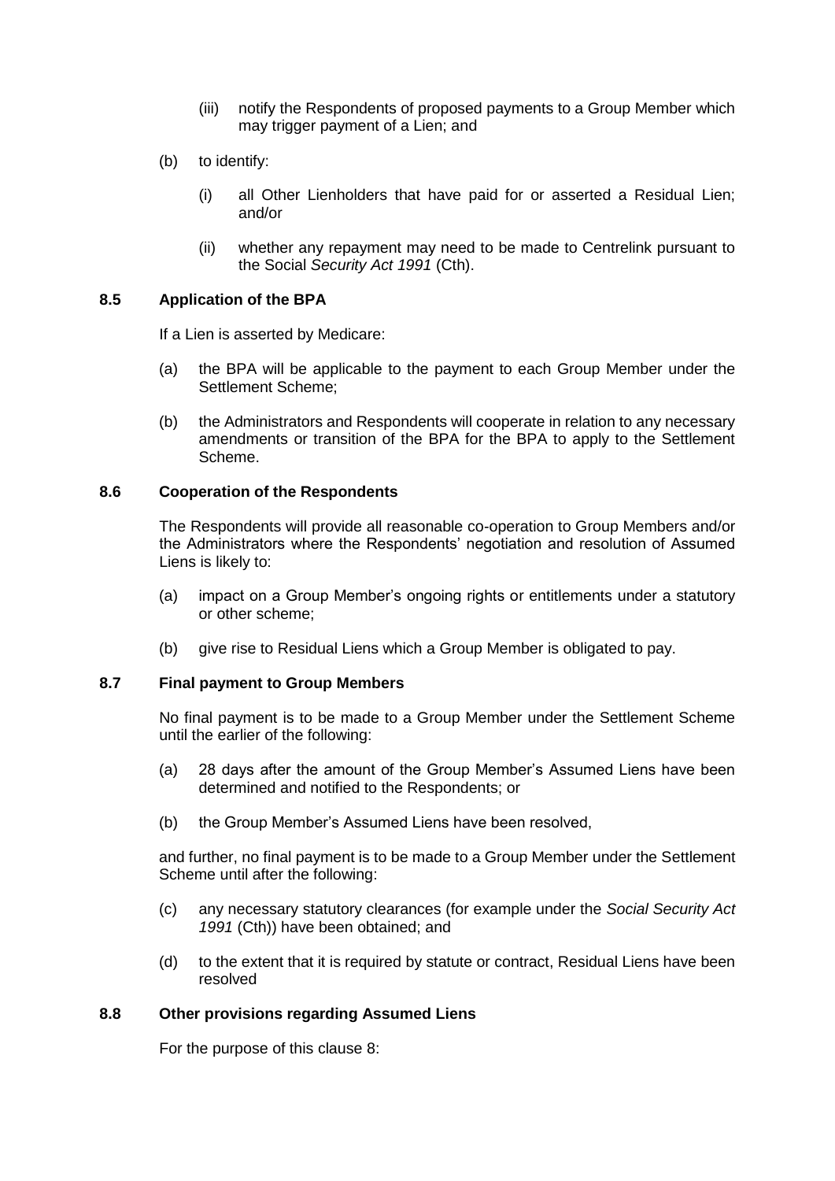(iii) notify the Respondents of proposed payments to a Group Member which may trigger payment of a Lien; and

(b) to identify:

(i) all Other Lienholders that have paid for or asserted a Residual Lien; and/or

(ii) whether any repayment may need to be made to Centrelink pursuant to the Social *Security Act 1991* (Cth).

### 8.5 Application of the BPA

If a Lien is asserted by Medicare:

(a) the BPA will be applicable to the payment to each Group Member under the Settlement Scheme;

(b) the Administrators and Respondents will cooperate in relation to any necessary amendments or transition of the BPA for the BPA to apply to the Settlement Scheme.

### 8.6 Cooperation of the Respondents

The Respondents will provide all reasonable co-operation to Group Members and/or the Administrators where the Respondents' negotiation and resolution of Assumed Liens is likely to:

(a) impact on a Group Member's ongoing rights or entitlements under a statutory or other scheme;

(b) give rise to Residual Liens which a Group Member is obligated to pay.

### 8.7 Final payment to Group Members

No final payment is to be made to a Group Member under the Settlement Scheme until the earlier of the following:

(a) 28 days after the amount of the Group Member's Assumed Liens have been determined and notified to the Respondents; or

(b) the Group Member's Assumed Liens have been resolved,

and further, no final payment is to be made to a Group Member under the Settlement Scheme until after the following:

(c) any necessary statutory clearances (for example under the *Social Security Act 1991* (Cth)) have been obtained; and

(d) to the extent that it is required by statute or contract, Residual Liens have been resolved

### 8.8 Other provisions regarding Assumed Liens

For the purpose of this clause 8: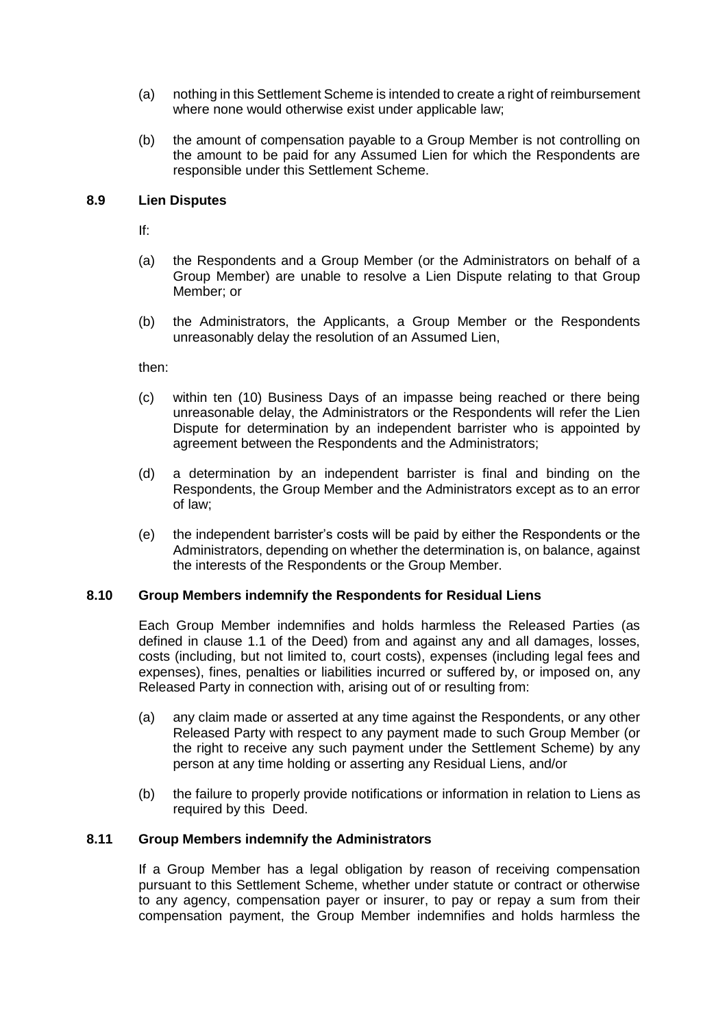(a) nothing in this Settlement Scheme is intended to create a right of reimbursement where none would otherwise exist under applicable law;

(b) the amount of compensation payable to a Group Member is not controlling on the amount to be paid for any Assumed Lien for which the Respondents are responsible under this Settlement Scheme.

### 8.9 Lien Disputes

If:

(a) the Respondents and a Group Member (or the Administrators on behalf of a Group Member) are unable to resolve a Lien Dispute relating to that Group Member; or

(b) the Administrators, the Applicants, a Group Member or the Respondents unreasonably delay the resolution of an Assumed Lien,

then:

(c) within ten (10) Business Days of an impasse being reached or there being unreasonable delay, the Administrators or the Respondents will refer the Lien Dispute for determination by an independent barrister who is appointed by agreement between the Respondents and the Administrators;

(d) a determination by an independent barrister is final and binding on the Respondents, the Group Member and the Administrators except as to an error of law;

(e) the independent barrister's costs will be paid by either the Respondents or the Administrators, depending on whether the determination is, on balance, against the interests of the Respondents or the Group Member.

### 8.10 Group Members indemnify the Respondents for Residual Liens

Each Group Member indemnifies and holds harmless the Released Parties (as defined in clause 1.1 of the Deed) from and against any and all damages, losses, costs (including, but not limited to, court costs), expenses (including legal fees and expenses), fines, penalties or liabilities incurred or suffered by, or imposed on, any Released Party in connection with, arising out of or resulting from:

(a) any claim made or asserted at any time against the Respondents, or any other Released Party with respect to any payment made to such Group Member (or the right to receive any such payment under the Settlement Scheme) by any person at any time holding or asserting any Residual Liens, and/or

(b) the failure to properly provide notifications or information in relation to Liens as required by this Deed.

### 8.11 Group Members indemnify the Administrators

If a Group Member has a legal obligation by reason of receiving compensation pursuant to this Settlement Scheme, whether under statute or contract or otherwise to any agency, compensation payer or insurer, to pay or repay a sum from their compensation payment, the Group Member indemnifies and holds harmless the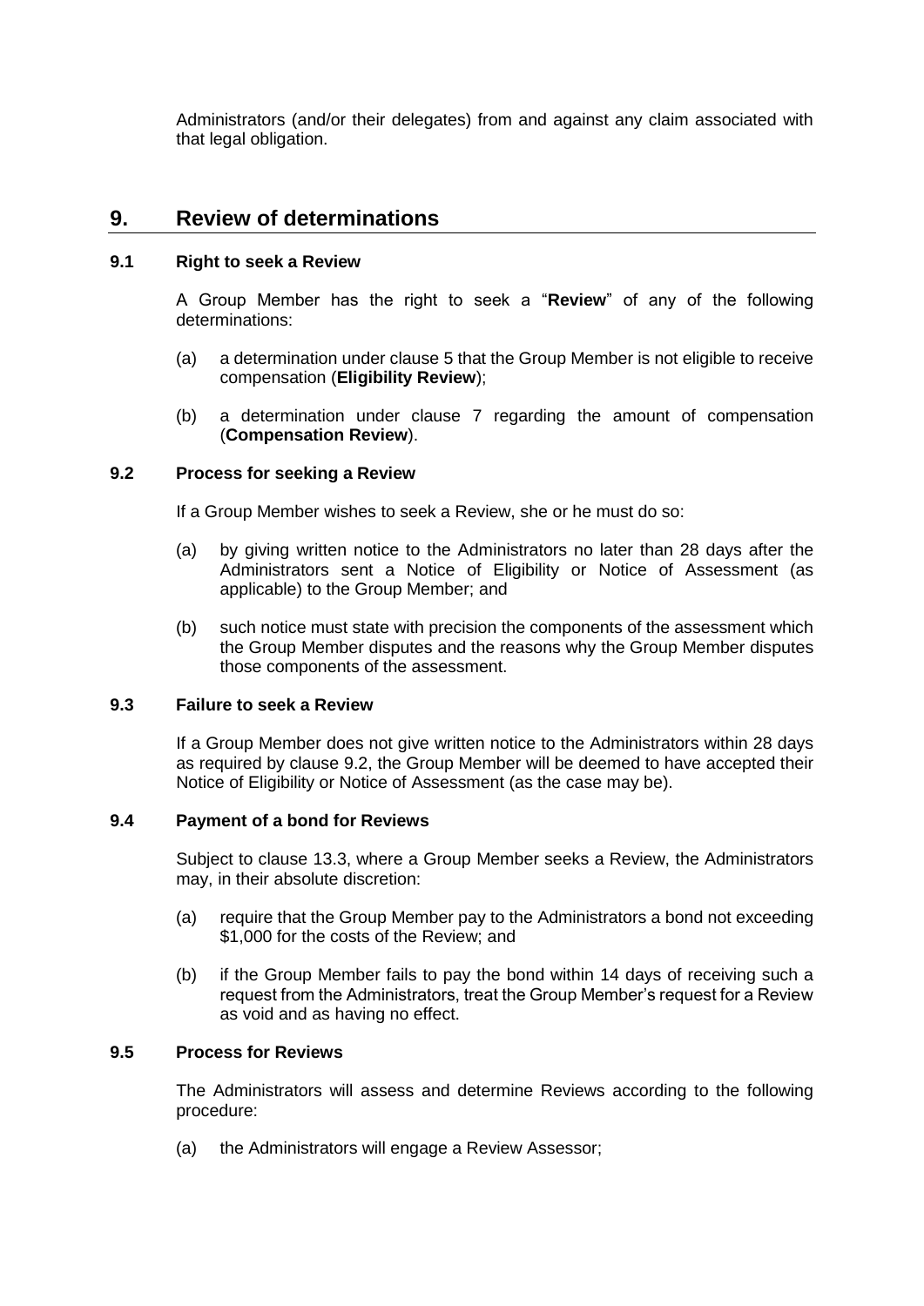Administrators (and/or their delegates) from and against any claim associated with that legal obligation.

## 9. Review of determinations

### 9.1 Right to seek a Review

A Group Member has the right to seek a "**Review**" of any of the following determinations:

(a) a determination under clause 5 that the Group Member is not eligible to receive compensation (**Eligibility Review**);

(b) a determination under clause 7 regarding the amount of compensation (**Compensation Review**).

### 9.2 Process for seeking a Review

If a Group Member wishes to seek a Review, she or he must do so:

(a) by giving written notice to the Administrators no later than 28 days after the Administrators sent a Notice of Eligibility or Notice of Assessment (as applicable) to the Group Member; and

(b) such notice must state with precision the components of the assessment which the Group Member disputes and the reasons why the Group Member disputes those components of the assessment.

### 9.3 Failure to seek a Review

If a Group Member does not give written notice to the Administrators within 28 days as required by clause 9.2, the Group Member will be deemed to have accepted their Notice of Eligibility or Notice of Assessment (as the case may be).

### 9.4 Payment of a bond for Reviews

Subject to clause 13.3, where a Group Member seeks a Review, the Administrators may, in their absolute discretion:

(a) require that the Group Member pay to the Administrators a bond not exceeding $1,000 for the costs of the Review; and

(b) if the Group Member fails to pay the bond within 14 days of receiving such a request from the Administrators, treat the Group Member's request for a Review as void and as having no effect.

### 9.5 Process for Reviews

The Administrators will assess and determine Reviews according to the following procedure:

(a) the Administrators will engage a Review Assessor;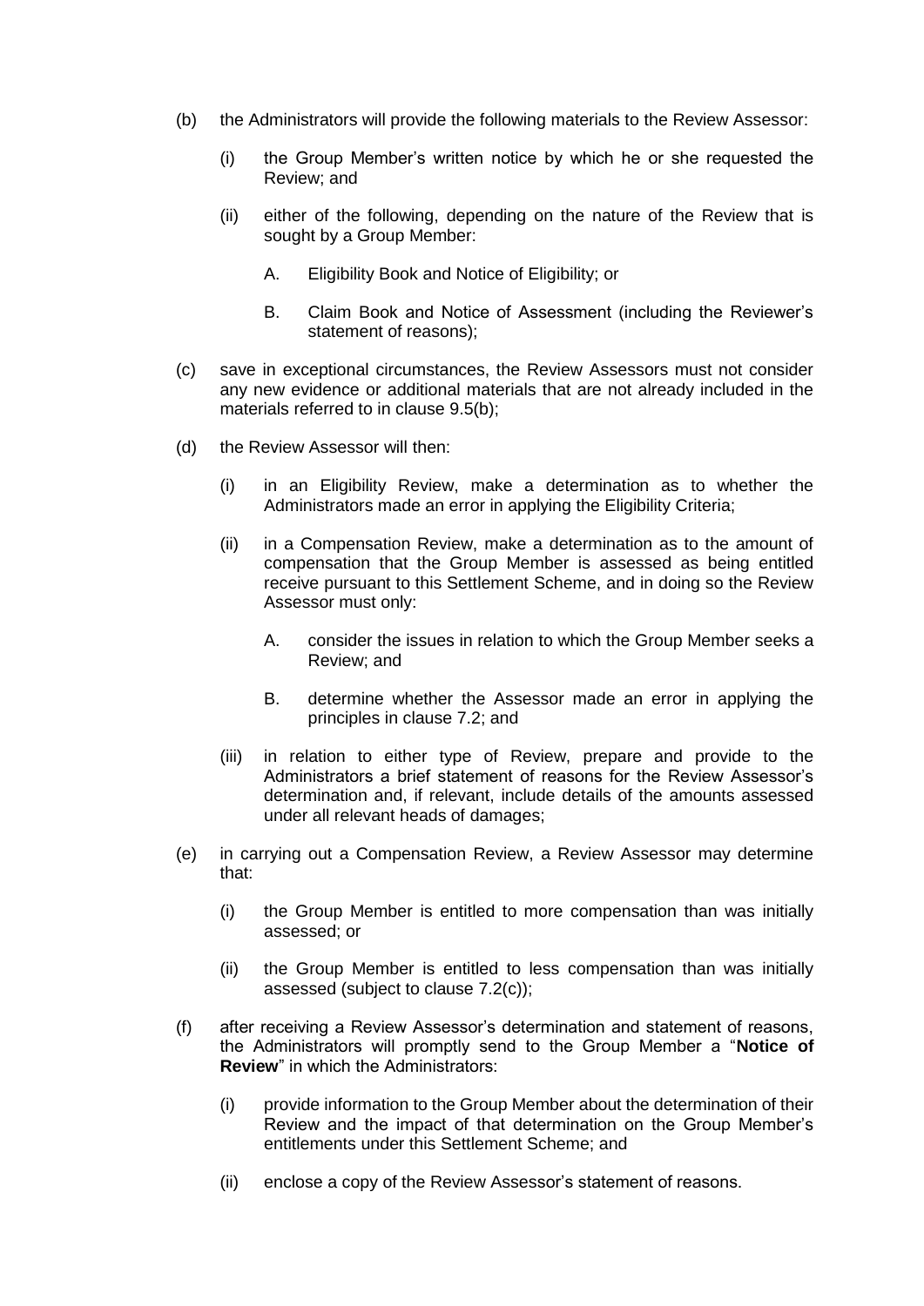(b) the Administrators will provide the following materials to the Review Assessor:

   (i) the Group Member's written notice by which he or she requested the Review; and

   (ii) either of the following, depending on the nature of the Review that is sought by a Group Member:

      A. Eligibility Book and Notice of Eligibility; or

      B. Claim Book and Notice of Assessment (including the Reviewer's statement of reasons);

(c) save in exceptional circumstances, the Review Assessors must not consider any new evidence or additional materials that are not already included in the materials referred to in clause 9.5(b);

(d) the Review Assessor will then:

   (i) in an Eligibility Review, make a determination as to whether the Administrators made an error in applying the Eligibility Criteria;

   (ii) in a Compensation Review, make a determination as to the amount of compensation that the Group Member is assessed as being entitled receive pursuant to this Settlement Scheme, and in doing so the Review Assessor must only:

      A. consider the issues in relation to which the Group Member seeks a Review; and

      B. determine whether the Assessor made an error in applying the principles in clause 7.2; and

   (iii) in relation to either type of Review, prepare and provide to the Administrators a brief statement of reasons for the Review Assessor's determination and, if relevant, include details of the amounts assessed under all relevant heads of damages;

(e) in carrying out a Compensation Review, a Review Assessor may determine that:

   (i) the Group Member is entitled to more compensation than was initially assessed; or

   (ii) the Group Member is entitled to less compensation than was initially assessed (subject to clause 7.2(c));

(f) after receiving a Review Assessor's determination and statement of reasons, the Administrators will promptly send to the Group Member a "**Notice of Review**" in which the Administrators:

   (i) provide information to the Group Member about the determination of their Review and the impact of that determination on the Group Member's entitlements under this Settlement Scheme; and

   (ii) enclose a copy of the Review Assessor's statement of reasons.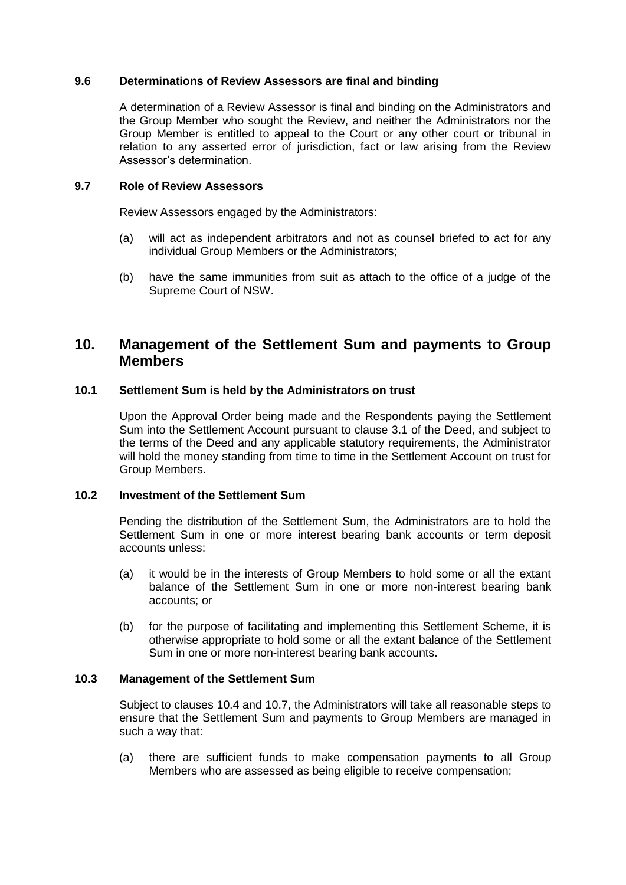### 9.6 Determinations of Review Assessors are final and binding

A determination of a Review Assessor is final and binding on the Administrators and the Group Member who sought the Review, and neither the Administrators nor the Group Member is entitled to appeal to the Court or any other court or tribunal in relation to any asserted error of jurisdiction, fact or law arising from the Review Assessor's determination.

### 9.7 Role of Review Assessors

Review Assessors engaged by the Administrators:

(a) will act as independent arbitrators and not as counsel briefed to act for any individual Group Members or the Administrators;

(b) have the same immunities from suit as attach to the office of a judge of the Supreme Court of NSW.

## 10. Management of the Settlement Sum and payments to Group Members

### 10.1 Settlement Sum is held by the Administrators on trust

Upon the Approval Order being made and the Respondents paying the Settlement Sum into the Settlement Account pursuant to clause 3.1 of the Deed, and subject to the terms of the Deed and any applicable statutory requirements, the Administrator will hold the money standing from time to time in the Settlement Account on trust for Group Members.

### 10.2 Investment of the Settlement Sum

Pending the distribution of the Settlement Sum, the Administrators are to hold the Settlement Sum in one or more interest bearing bank accounts or term deposit accounts unless:

(a) it would be in the interests of Group Members to hold some or all the extant balance of the Settlement Sum in one or more non-interest bearing bank accounts; or

(b) for the purpose of facilitating and implementing this Settlement Scheme, it is otherwise appropriate to hold some or all the extant balance of the Settlement Sum in one or more non-interest bearing bank accounts.

### 10.3 Management of the Settlement Sum

Subject to clauses 10.4 and 10.7, the Administrators will take all reasonable steps to ensure that the Settlement Sum and payments to Group Members are managed in such a way that:

(a) there are sufficient funds to make compensation payments to all Group Members who are assessed as being eligible to receive compensation;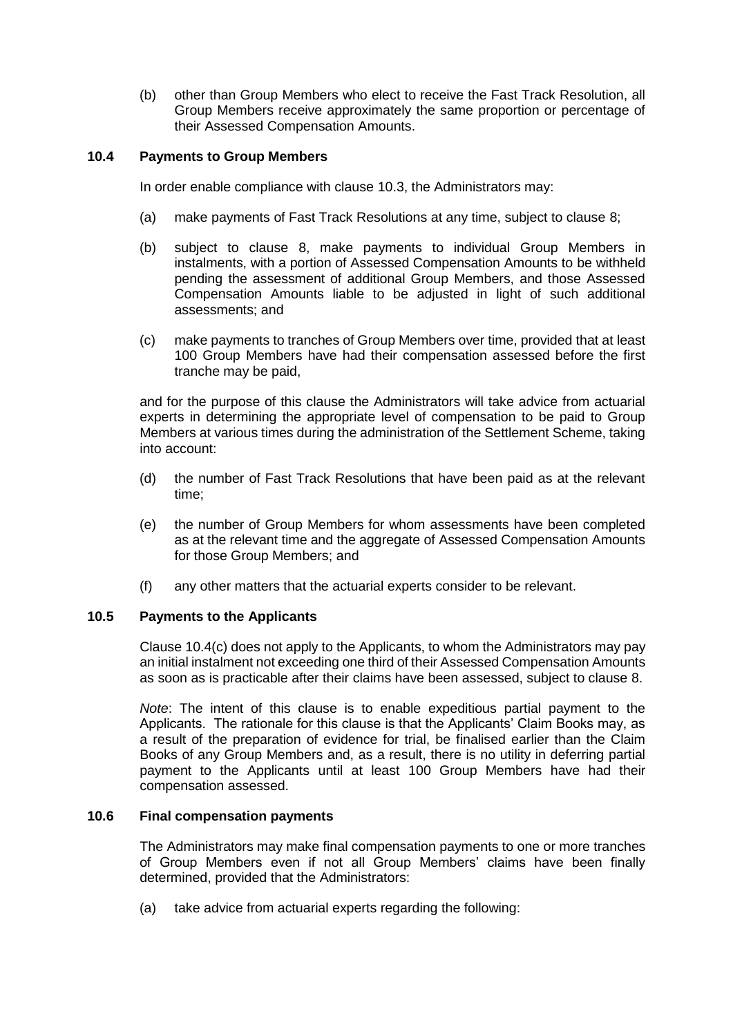(b) other than Group Members who elect to receive the Fast Track Resolution, all Group Members receive approximately the same proportion or percentage of their Assessed Compensation Amounts.

### 10.4 Payments to Group Members

In order enable compliance with clause 10.3, the Administrators may:

(a) make payments of Fast Track Resolutions at any time, subject to clause 8;

(b) subject to clause 8, make payments to individual Group Members in instalments, with a portion of Assessed Compensation Amounts to be withheld pending the assessment of additional Group Members, and those Assessed Compensation Amounts liable to be adjusted in light of such additional assessments; and

(c) make payments to tranches of Group Members over time, provided that at least 100 Group Members have had their compensation assessed before the first tranche may be paid,

and for the purpose of this clause the Administrators will take advice from actuarial experts in determining the appropriate level of compensation to be paid to Group Members at various times during the administration of the Settlement Scheme, taking into account:

(d) the number of Fast Track Resolutions that have been paid as at the relevant time;

(e) the number of Group Members for whom assessments have been completed as at the relevant time and the aggregate of Assessed Compensation Amounts for those Group Members; and

(f) any other matters that the actuarial experts consider to be relevant.

### 10.5 Payments to the Applicants

Clause 10.4(c) does not apply to the Applicants, to whom the Administrators may pay an initial instalment not exceeding one third of their Assessed Compensation Amounts as soon as is practicable after their claims have been assessed, subject to clause 8.

*Note*: The intent of this clause is to enable expeditious partial payment to the Applicants. The rationale for this clause is that the Applicants' Claim Books may, as a result of the preparation of evidence for trial, be finalised earlier than the Claim Books of any Group Members and, as a result, there is no utility in deferring partial payment to the Applicants until at least 100 Group Members have had their compensation assessed.

### 10.6 Final compensation payments

The Administrators may make final compensation payments to one or more tranches of Group Members even if not all Group Members' claims have been finally determined, provided that the Administrators:

(a) take advice from actuarial experts regarding the following: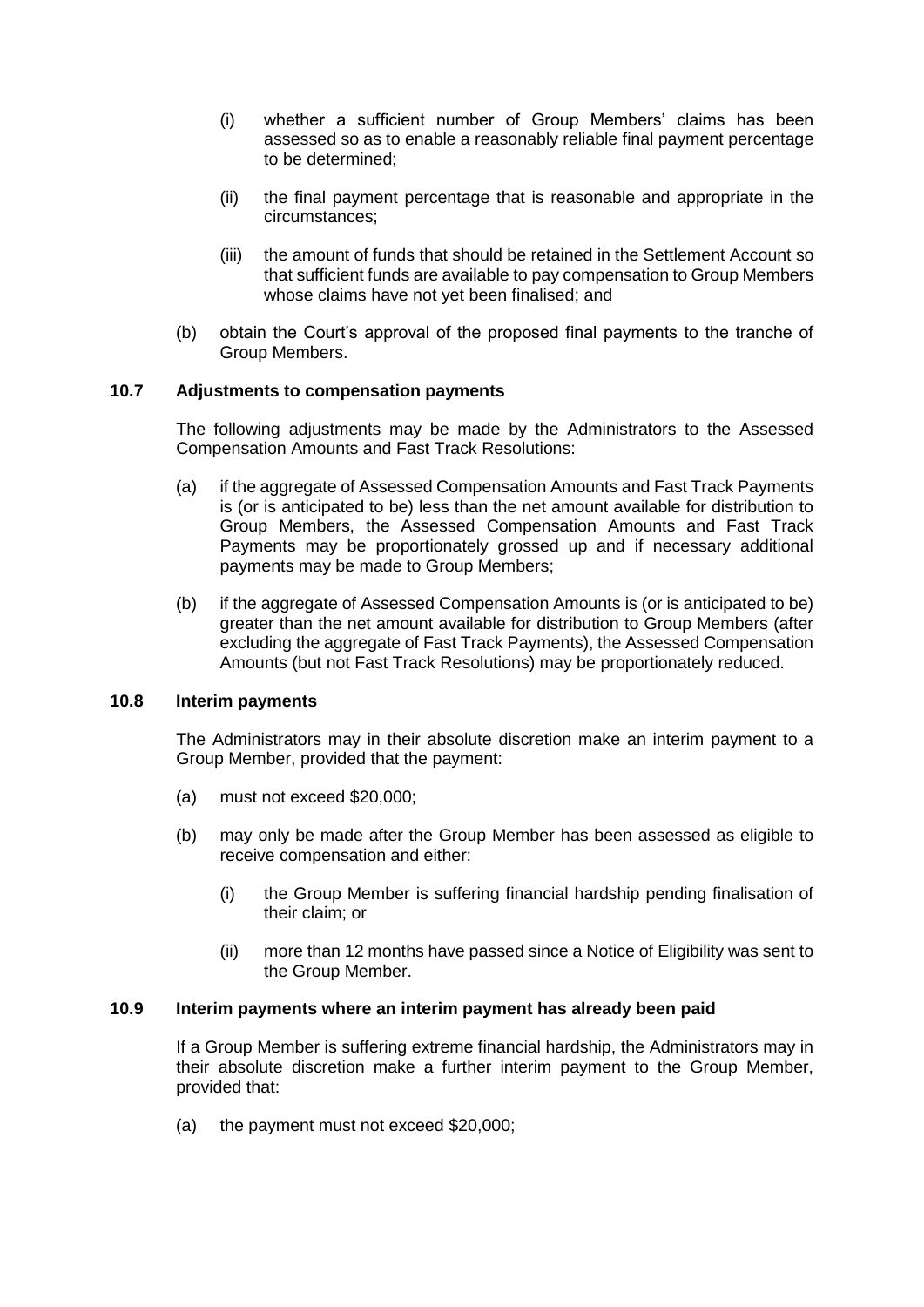(i) whether a sufficient number of Group Members' claims has been assessed so as to enable a reasonably reliable final payment percentage to be determined;

(ii) the final payment percentage that is reasonable and appropriate in the circumstances;

(iii) the amount of funds that should be retained in the Settlement Account so that sufficient funds are available to pay compensation to Group Members whose claims have not yet been finalised; and

(b) obtain the Court's approval of the proposed final payments to the tranche of Group Members.

### 10.7 Adjustments to compensation payments

The following adjustments may be made by the Administrators to the Assessed Compensation Amounts and Fast Track Resolutions:

(a) if the aggregate of Assessed Compensation Amounts and Fast Track Payments is (or is anticipated to be) less than the net amount available for distribution to Group Members, the Assessed Compensation Amounts and Fast Track Payments may be proportionately grossed up and if necessary additional payments may be made to Group Members;

(b) if the aggregate of Assessed Compensation Amounts is (or is anticipated to be) greater than the net amount available for distribution to Group Members (after excluding the aggregate of Fast Track Payments), the Assessed Compensation Amounts (but not Fast Track Resolutions) may be proportionately reduced.

### 10.8 Interim payments

The Administrators may in their absolute discretion make an interim payment to a Group Member, provided that the payment:

(a) must not exceed $20,000;

(b) may only be made after the Group Member has been assessed as eligible to receive compensation and either:

  (i) the Group Member is suffering financial hardship pending finalisation of their claim; or

  (ii) more than 12 months have passed since a Notice of Eligibility was sent to the Group Member.

### 10.9 Interim payments where an interim payment has already been paid

If a Group Member is suffering extreme financial hardship, the Administrators may in their absolute discretion make a further interim payment to the Group Member, provided that:

(a) the payment must not exceed $20,000;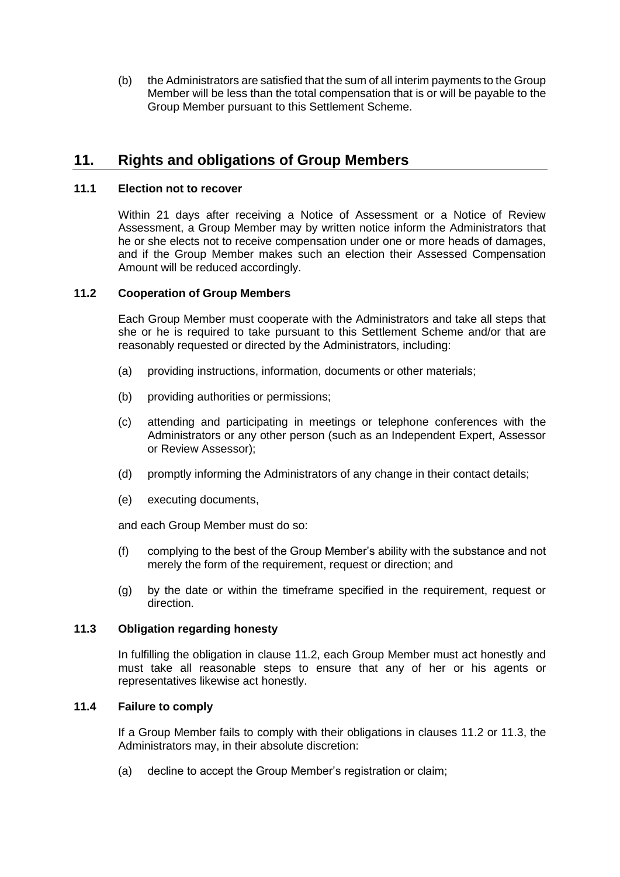(b) the Administrators are satisfied that the sum of all interim payments to the Group Member will be less than the total compensation that is or will be payable to the Group Member pursuant to this Settlement Scheme.

## 11. Rights and obligations of Group Members

### 11.1 Election not to recover

Within 21 days after receiving a Notice of Assessment or a Notice of Review Assessment, a Group Member may by written notice inform the Administrators that he or she elects not to receive compensation under one or more heads of damages, and if the Group Member makes such an election their Assessed Compensation Amount will be reduced accordingly.

### 11.2 Cooperation of Group Members

Each Group Member must cooperate with the Administrators and take all steps that she or he is required to take pursuant to this Settlement Scheme and/or that are reasonably requested or directed by the Administrators, including:

(a) providing instructions, information, documents or other materials;

(b) providing authorities or permissions;

(c) attending and participating in meetings or telephone conferences with the Administrators or any other person (such as an Independent Expert, Assessor or Review Assessor);

(d) promptly informing the Administrators of any change in their contact details;

(e) executing documents,

and each Group Member must do so:

(f) complying to the best of the Group Member's ability with the substance and not merely the form of the requirement, request or direction; and

(g) by the date or within the timeframe specified in the requirement, request or direction.

### 11.3 Obligation regarding honesty

In fulfilling the obligation in clause 11.2, each Group Member must act honestly and must take all reasonable steps to ensure that any of her or his agents or representatives likewise act honestly.

### 11.4 Failure to comply

If a Group Member fails to comply with their obligations in clauses 11.2 or 11.3, the Administrators may, in their absolute discretion:

(a) decline to accept the Group Member's registration or claim;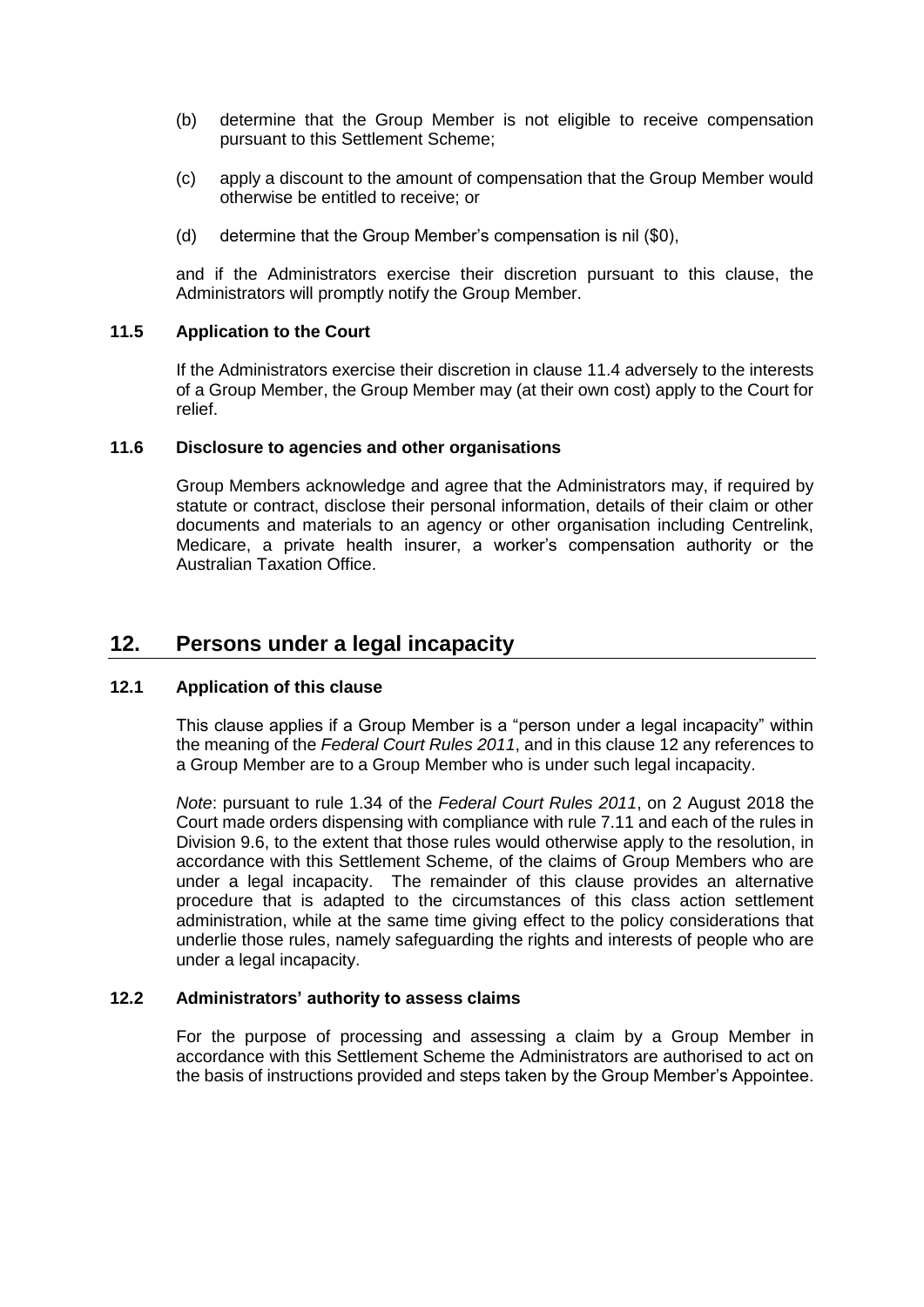(b) determine that the Group Member is not eligible to receive compensation pursuant to this Settlement Scheme;

(c) apply a discount to the amount of compensation that the Group Member would otherwise be entitled to receive; or

(d) determine that the Group Member's compensation is nil ($0),

and if the Administrators exercise their discretion pursuant to this clause, the Administrators will promptly notify the Group Member.

### 11.5 Application to the Court

If the Administrators exercise their discretion in clause 11.4 adversely to the interests of a Group Member, the Group Member may (at their own cost) apply to the Court for relief.

### 11.6 Disclosure to agencies and other organisations

Group Members acknowledge and agree that the Administrators may, if required by statute or contract, disclose their personal information, details of their claim or other documents and materials to an agency or other organisation including Centrelink, Medicare, a private health insurer, a worker's compensation authority or the Australian Taxation Office.

## 12. Persons under a legal incapacity

### 12.1 Application of this clause

This clause applies if a Group Member is a "person under a legal incapacity" within the meaning of the *Federal Court Rules 2011*, and in this clause 12 any references to a Group Member are to a Group Member who is under such legal incapacity.

*Note*: pursuant to rule 1.34 of the *Federal Court Rules 2011*, on 2 August 2018 the Court made orders dispensing with compliance with rule 7.11 and each of the rules in Division 9.6, to the extent that those rules would otherwise apply to the resolution, in accordance with this Settlement Scheme, of the claims of Group Members who are under a legal incapacity. The remainder of this clause provides an alternative procedure that is adapted to the circumstances of this class action settlement administration, while at the same time giving effect to the policy considerations that underlie those rules, namely safeguarding the rights and interests of people who are under a legal incapacity.

### 12.2 Administrators' authority to assess claims

For the purpose of processing and assessing a claim by a Group Member in accordance with this Settlement Scheme the Administrators are authorised to act on the basis of instructions provided and steps taken by the Group Member's Appointee.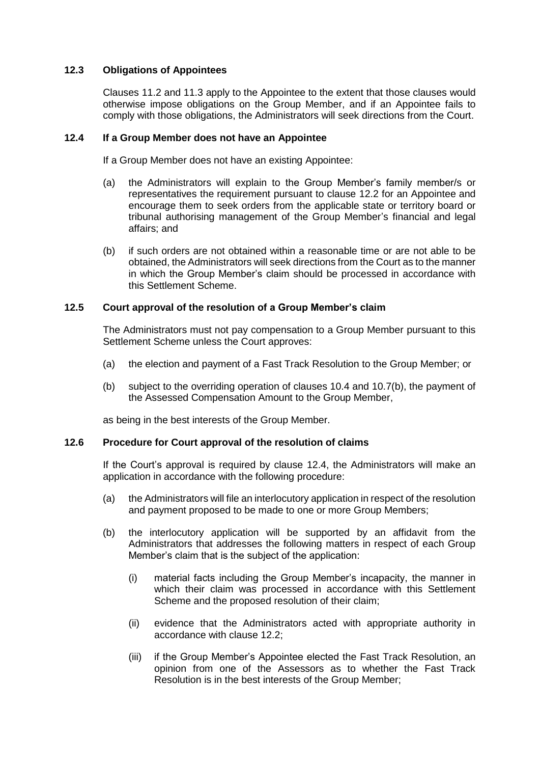### 12.3 Obligations of Appointees

Clauses 11.2 and 11.3 apply to the Appointee to the extent that those clauses would otherwise impose obligations on the Group Member, and if an Appointee fails to comply with those obligations, the Administrators will seek directions from the Court.

### 12.4 If a Group Member does not have an Appointee

If a Group Member does not have an existing Appointee:

(a) the Administrators will explain to the Group Member's family member/s or representatives the requirement pursuant to clause 12.2 for an Appointee and encourage them to seek orders from the applicable state or territory board or tribunal authorising management of the Group Member's financial and legal affairs; and

(b) if such orders are not obtained within a reasonable time or are not able to be obtained, the Administrators will seek directions from the Court as to the manner in which the Group Member's claim should be processed in accordance with this Settlement Scheme.

### 12.5 Court approval of the resolution of a Group Member's claim

The Administrators must not pay compensation to a Group Member pursuant to this Settlement Scheme unless the Court approves:

(a) the election and payment of a Fast Track Resolution to the Group Member; or

(b) subject to the overriding operation of clauses 10.4 and 10.7(b), the payment of the Assessed Compensation Amount to the Group Member,

as being in the best interests of the Group Member.

### 12.6 Procedure for Court approval of the resolution of claims

If the Court's approval is required by clause 12.4, the Administrators will make an application in accordance with the following procedure:

(a) the Administrators will file an interlocutory application in respect of the resolution and payment proposed to be made to one or more Group Members;

(b) the interlocutory application will be supported by an affidavit from the Administrators that addresses the following matters in respect of each Group Member's claim that is the subject of the application:

   (i) material facts including the Group Member's incapacity, the manner in which their claim was processed in accordance with this Settlement Scheme and the proposed resolution of their claim;

   (ii) evidence that the Administrators acted with appropriate authority in accordance with clause 12.2;

   (iii) if the Group Member's Appointee elected the Fast Track Resolution, an opinion from one of the Assessors as to whether the Fast Track Resolution is in the best interests of the Group Member;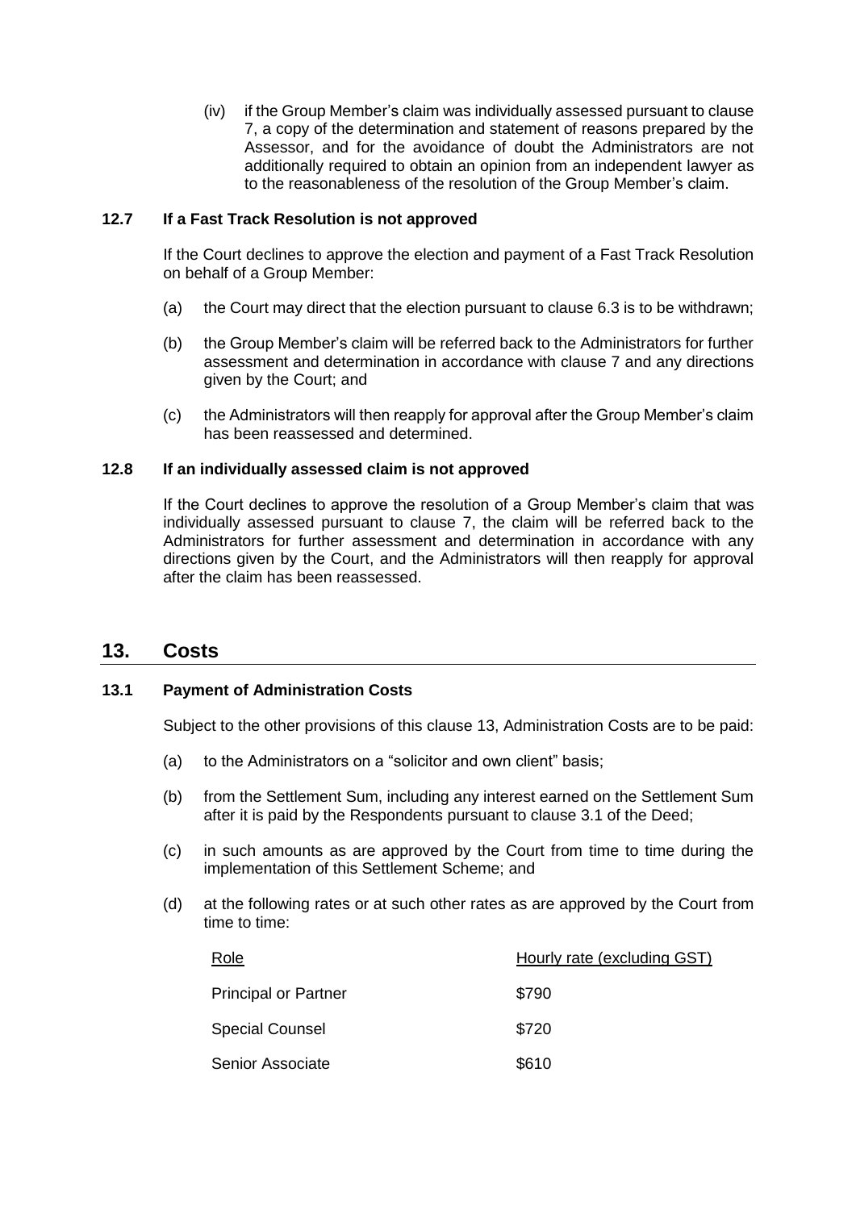(iv) if the Group Member's claim was individually assessed pursuant to clause 7, a copy of the determination and statement of reasons prepared by the Assessor, and for the avoidance of doubt the Administrators are not additionally required to obtain an opinion from an independent lawyer as to the reasonableness of the resolution of the Group Member's claim.

### 12.7 If a Fast Track Resolution is not approved

If the Court declines to approve the election and payment of a Fast Track Resolution on behalf of a Group Member:

(a) the Court may direct that the election pursuant to clause 6.3 is to be withdrawn;

(b) the Group Member's claim will be referred back to the Administrators for further assessment and determination in accordance with clause 7 and any directions given by the Court; and

(c) the Administrators will then reapply for approval after the Group Member's claim has been reassessed and determined.

### 12.8 If an individually assessed claim is not approved

If the Court declines to approve the resolution of a Group Member's claim that was individually assessed pursuant to clause 7, the claim will be referred back to the Administrators for further assessment and determination in accordance with any directions given by the Court, and the Administrators will then reapply for approval after the claim has been reassessed.

## 13. Costs

### 13.1 Payment of Administration Costs

Subject to the other provisions of this clause 13, Administration Costs are to be paid:

(a) to the Administrators on a "solicitor and own client" basis;

(b) from the Settlement Sum, including any interest earned on the Settlement Sum after it is paid by the Respondents pursuant to clause 3.1 of the Deed;

(c) in such amounts as are approved by the Court from time to time during the implementation of this Settlement Scheme; and

(d) at the following rates or at such other rates as are approved by the Court from time to time:

| Role | Hourly rate (excluding GST) |
|---|---|
| Principal or Partner | $790 |
| Special Counsel | $720 |
| Senior Associate | $610 |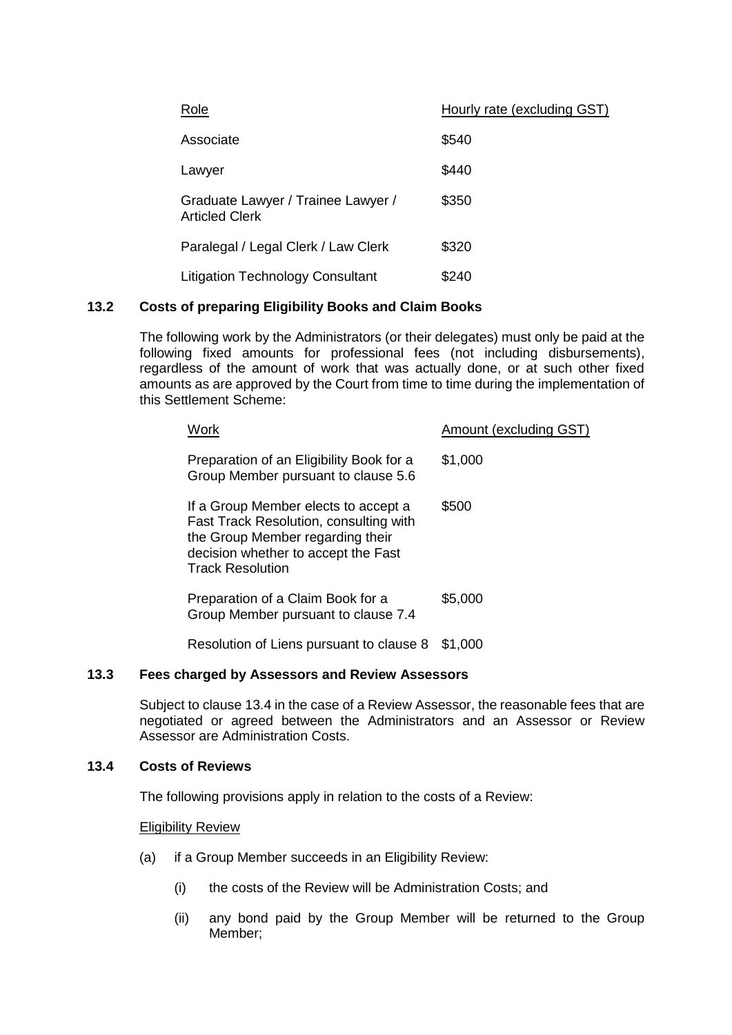| Role | Hourly rate (excluding GST) |
|---|---|
| Associate | \$540 |
| Lawyer | \$440 |
| Graduate Lawyer / Trainee Lawyer / Articled Clerk | \$350 |
| Paralegal / Legal Clerk / Law Clerk | \$320 |
| Litigation Technology Consultant | \$240 |

### 13.2 Costs of preparing Eligibility Books and Claim Books

The following work by the Administrators (or their delegates) must only be paid at the following fixed amounts for professional fees (not including disbursements), regardless of the amount of work that was actually done, or at such other fixed amounts as are approved by the Court from time to time during the implementation of this Settlement Scheme:

| Work | Amount (excluding GST) |
|---|---|
| Preparation of an Eligibility Book for a Group Member pursuant to clause 5.6 | \$1,000 |
| If a Group Member elects to accept a Fast Track Resolution, consulting with the Group Member regarding their decision whether to accept the Fast Track Resolution | \$500 |
| Preparation of a Claim Book for a Group Member pursuant to clause 7.4 | \$5,000 |
| Resolution of Liens pursuant to clause 8 | \$1,000 |

### 13.3 Fees charged by Assessors and Review Assessors

Subject to clause 13.4 in the case of a Review Assessor, the reasonable fees that are negotiated or agreed between the Administrators and an Assessor or Review Assessor are Administration Costs.

### 13.4 Costs of Reviews

The following provisions apply in relation to the costs of a Review:

Eligibility Review

(a) if a Group Member succeeds in an Eligibility Review:

(i) the costs of the Review will be Administration Costs; and

(ii) any bond paid by the Group Member will be returned to the Group Member;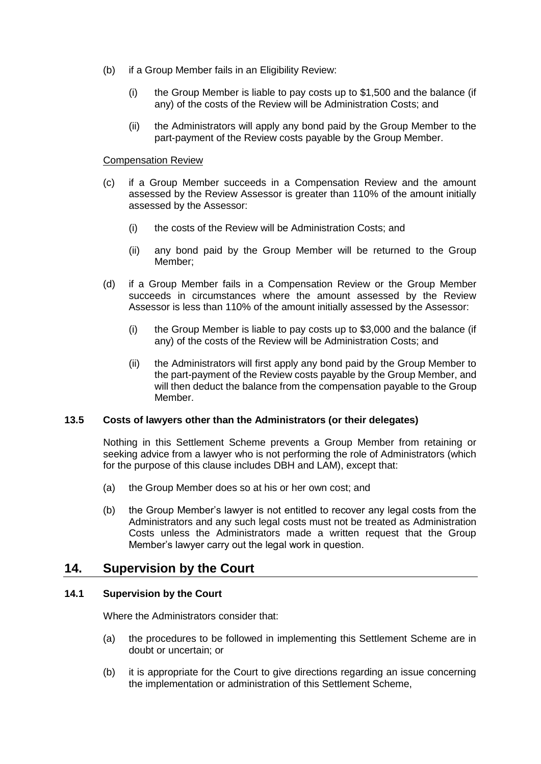(b) if a Group Member fails in an Eligibility Review:

   (i) the Group Member is liable to pay costs up to $1,500 and the balance (if any) of the costs of the Review will be Administration Costs; and

   (ii) the Administrators will apply any bond paid by the Group Member to the part-payment of the Review costs payable by the Group Member.

<u>Compensation Review</u>

(c) if a Group Member succeeds in a Compensation Review and the amount assessed by the Review Assessor is greater than 110% of the amount initially assessed by the Assessor:

   (i) the costs of the Review will be Administration Costs; and

   (ii) any bond paid by the Group Member will be returned to the Group Member;

(d) if a Group Member fails in a Compensation Review or the Group Member succeeds in circumstances where the amount assessed by the Review Assessor is less than 110% of the amount initially assessed by the Assessor:

   (i) the Group Member is liable to pay costs up to $3,000 and the balance (if any) of the costs of the Review will be Administration Costs; and

   (ii) the Administrators will first apply any bond paid by the Group Member to the part-payment of the Review costs payable by the Group Member, and will then deduct the balance from the compensation payable to the Group Member.

### 13.5 Costs of lawyers other than the Administrators (or their delegates)

Nothing in this Settlement Scheme prevents a Group Member from retaining or seeking advice from a lawyer who is not performing the role of Administrators (which for the purpose of this clause includes DBH and LAM), except that:

(a) the Group Member does so at his or her own cost; and

(b) the Group Member's lawyer is not entitled to recover any legal costs from the Administrators and any such legal costs must not be treated as Administration Costs unless the Administrators made a written request that the Group Member's lawyer carry out the legal work in question.

## 14. Supervision by the Court

### 14.1 Supervision by the Court

Where the Administrators consider that:

(a) the procedures to be followed in implementing this Settlement Scheme are in doubt or uncertain; or

(b) it is appropriate for the Court to give directions regarding an issue concerning the implementation or administration of this Settlement Scheme,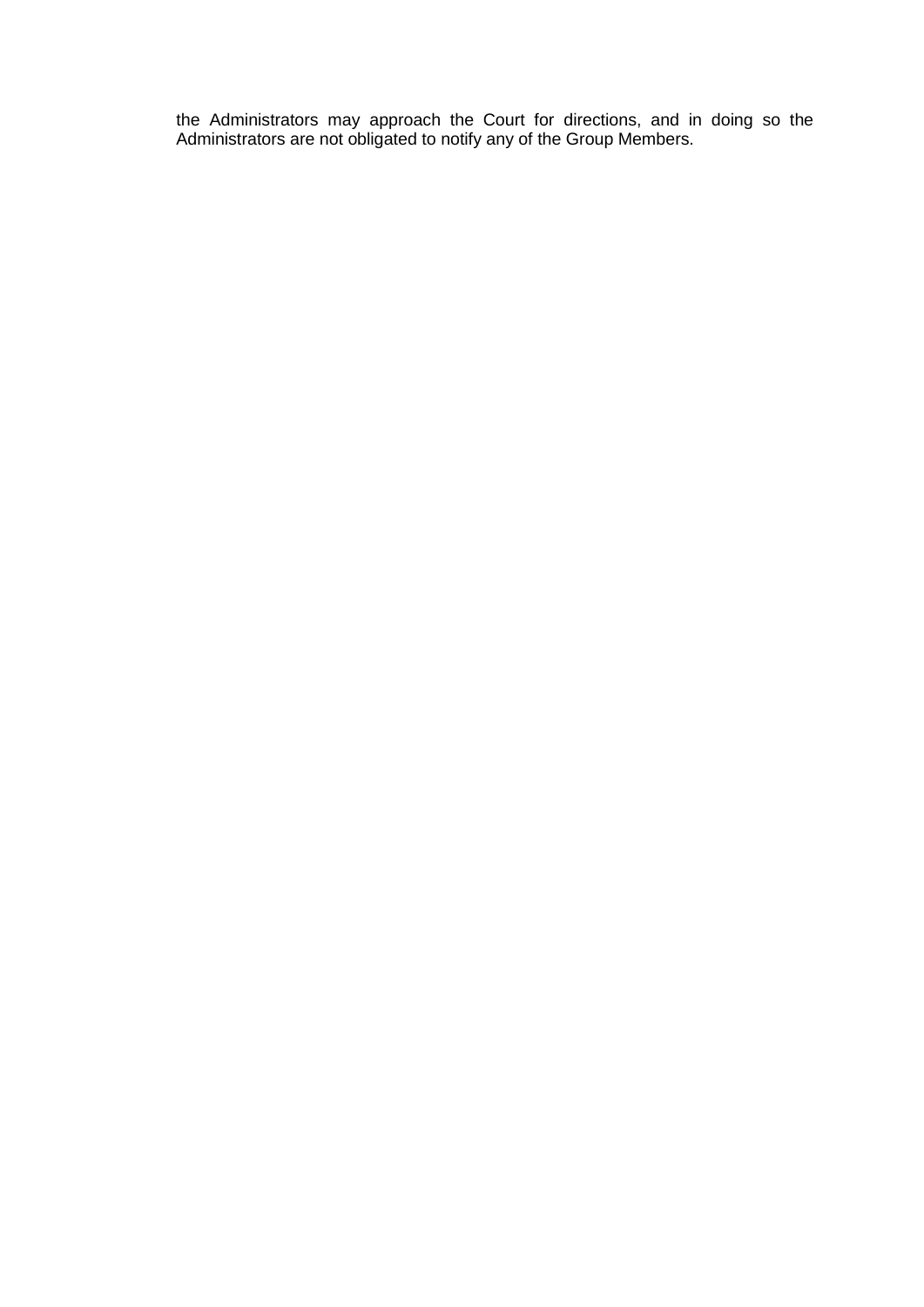the Administrators may approach the Court for directions, and in doing so the Administrators are not obligated to notify any of the Group Members.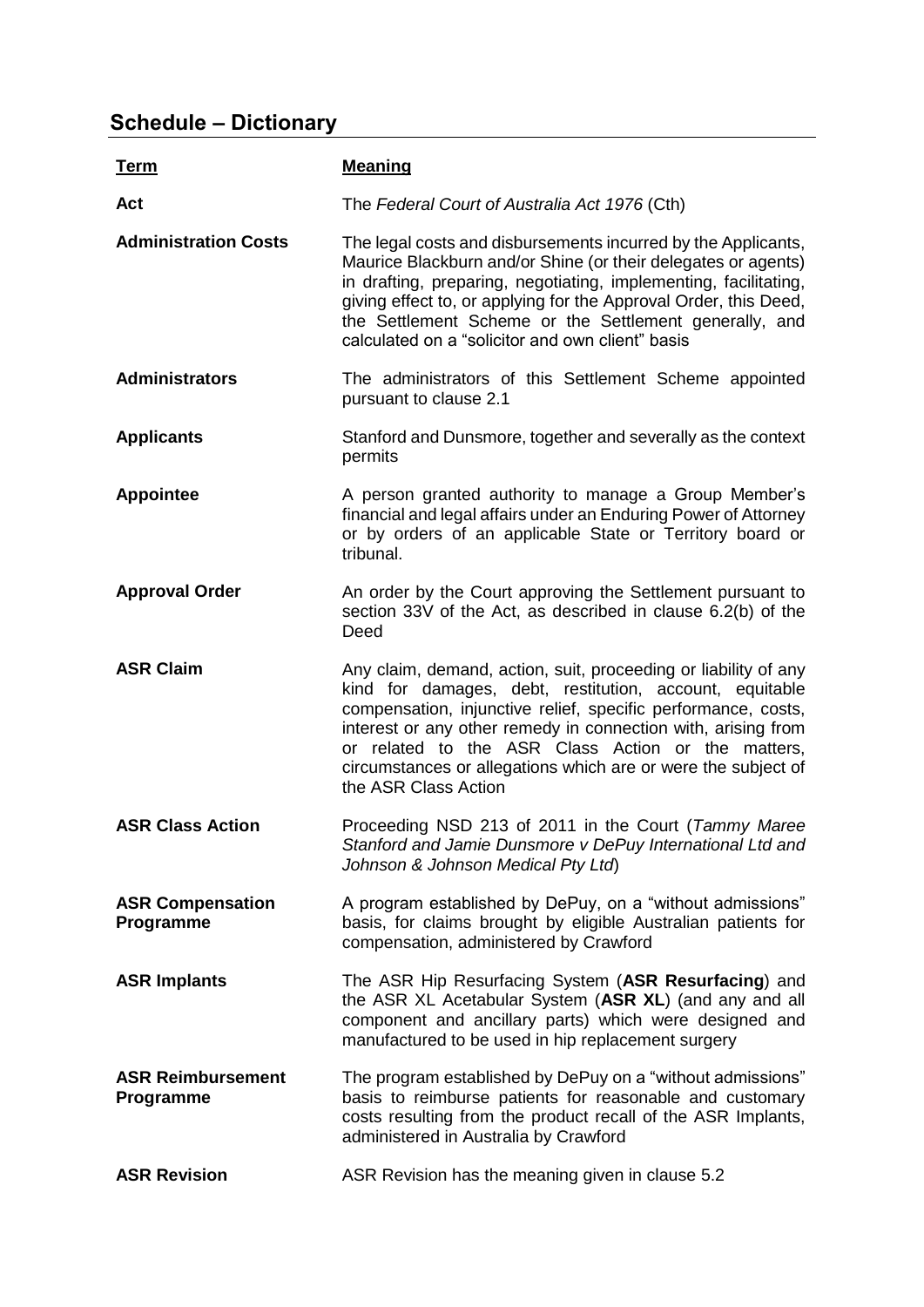## Schedule – Dictionary

| Term | Meaning |
| --- | --- |
| **Act** | The *Federal Court of Australia Act 1976* (Cth) |
| **Administration Costs** | The legal costs and disbursements incurred by the Applicants, Maurice Blackburn and/or Shine (or their delegates or agents) in drafting, preparing, negotiating, implementing, facilitating, giving effect to, or applying for the Approval Order, this Deed, the Settlement Scheme or the Settlement generally, and calculated on a "solicitor and own client" basis |
| **Administrators** | The administrators of this Settlement Scheme appointed pursuant to clause 2.1 |
| **Applicants** | Stanford and Dunsmore, together and severally as the context permits |
| **Appointee** | A person granted authority to manage a Group Member's financial and legal affairs under an Enduring Power of Attorney or by orders of an applicable State or Territory board or tribunal. |
| **Approval Order** | An order by the Court approving the Settlement pursuant to section 33V of the Act, as described in clause 6.2(b) of the Deed |
| **ASR Claim** | Any claim, demand, action, suit, proceeding or liability of any kind for damages, debt, restitution, account, equitable compensation, injunctive relief, specific performance, costs, interest or any other remedy in connection with, arising from or related to the ASR Class Action or the matters, circumstances or allegations which are or were the subject of the ASR Class Action |
| **ASR Class Action** | Proceeding NSD 213 of 2011 in the Court (*Tammy Maree Stanford and Jamie Dunsmore v DePuy International Ltd and Johnson & Johnson Medical Pty Ltd*) |
| **ASR Compensation Programme** | A program established by DePuy, on a "without admissions" basis, for claims brought by eligible Australian patients for compensation, administered by Crawford |
| **ASR Implants** | The ASR Hip Resurfacing System (**ASR Resurfacing**) and the ASR XL Acetabular System (**ASR XL**) (and any and all component and ancillary parts) which were designed and manufactured to be used in hip replacement surgery |
| **ASR Reimbursement Programme** | The program established by DePuy on a "without admissions" basis to reimburse patients for reasonable and customary costs resulting from the product recall of the ASR Implants, administered in Australia by Crawford |
| **ASR Revision** | ASR Revision has the meaning given in clause 5.2 |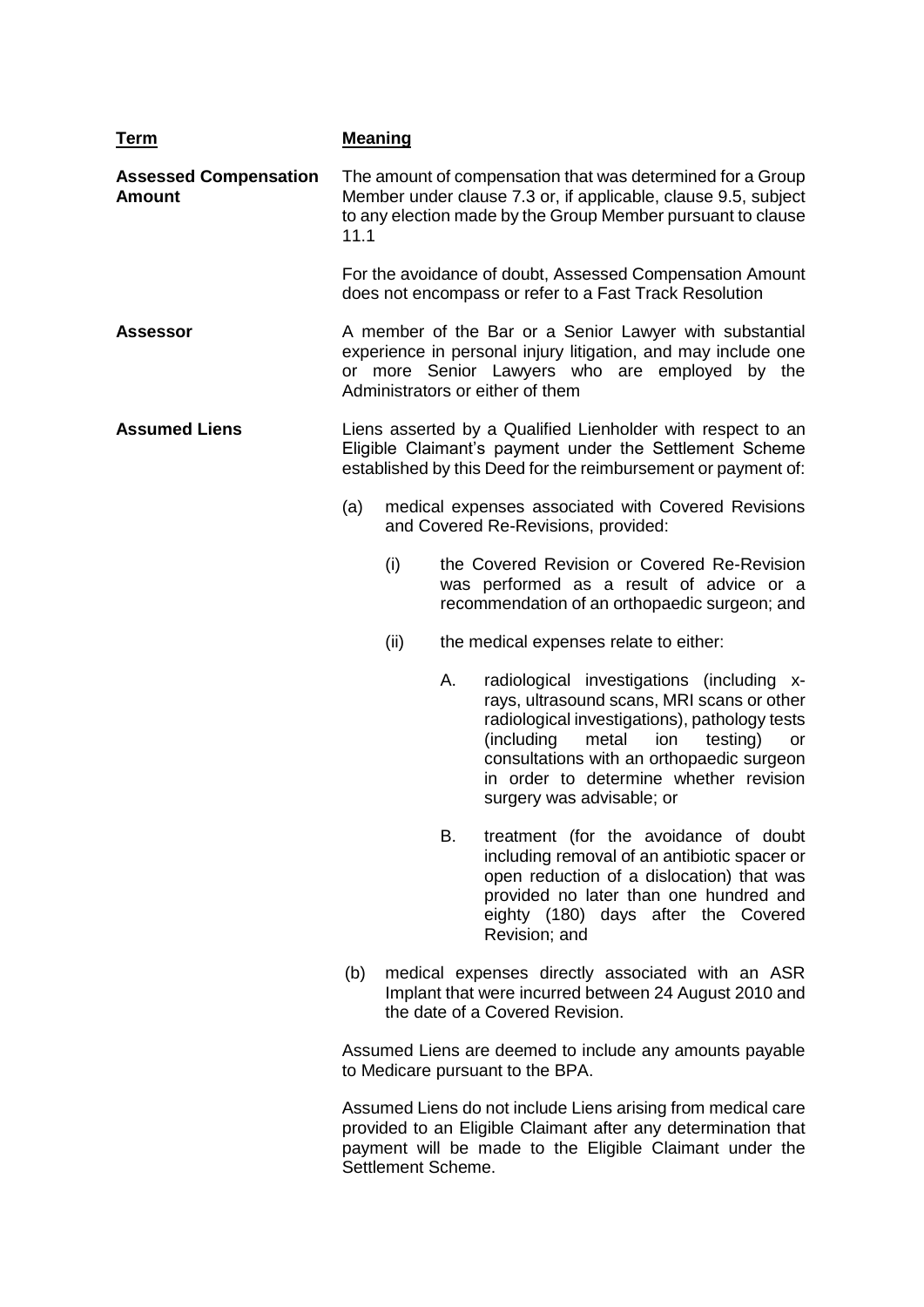| **Term** | **Meaning** |
| --- | --- |
| **Assessed Compensation Amount** | The amount of compensation that was determined for a Group Member under clause 7.3 or, if applicable, clause 9.5, subject to any election made by the Group Member pursuant to clause 11.1<br><br>For the avoidance of doubt, Assessed Compensation Amount does not encompass or refer to a Fast Track Resolution |
| **Assessor** | A member of the Bar or a Senior Lawyer with substantial experience in personal injury litigation, and may include one or more Senior Lawyers who are employed by the Administrators or either of them |
| **Assumed Liens** | Liens asserted by a Qualified Lienholder with respect to an Eligible Claimant's payment under the Settlement Scheme established by this Deed for the reimbursement or payment of:<br><br>(a) medical expenses associated with Covered Revisions and Covered Re-Revisions, provided:<br><br>(i) the Covered Revision or Covered Re-Revision was performed as a result of advice or a recommendation of an orthopaedic surgeon; and<br><br>(ii) the medical expenses relate to either:<br><br>A. radiological investigations (including x-rays, ultrasound scans, MRI scans or other radiological investigations), pathology tests (including metal ion testing) or consultations with an orthopaedic surgeon in order to determine whether revision surgery was advisable; or<br><br>B. treatment (for the avoidance of doubt including removal of an antibiotic spacer or open reduction of a dislocation) that was provided no later than one hundred and eighty (180) days after the Covered Revision; and<br><br>(b) medical expenses directly associated with an ASR Implant that were incurred between 24 August 2010 and the date of a Covered Revision.<br><br>Assumed Liens are deemed to include any amounts payable to Medicare pursuant to the BPA.<br><br>Assumed Liens do not include Liens arising from medical care provided to an Eligible Claimant after any determination that payment will be made to the Eligible Claimant under the Settlement Scheme. |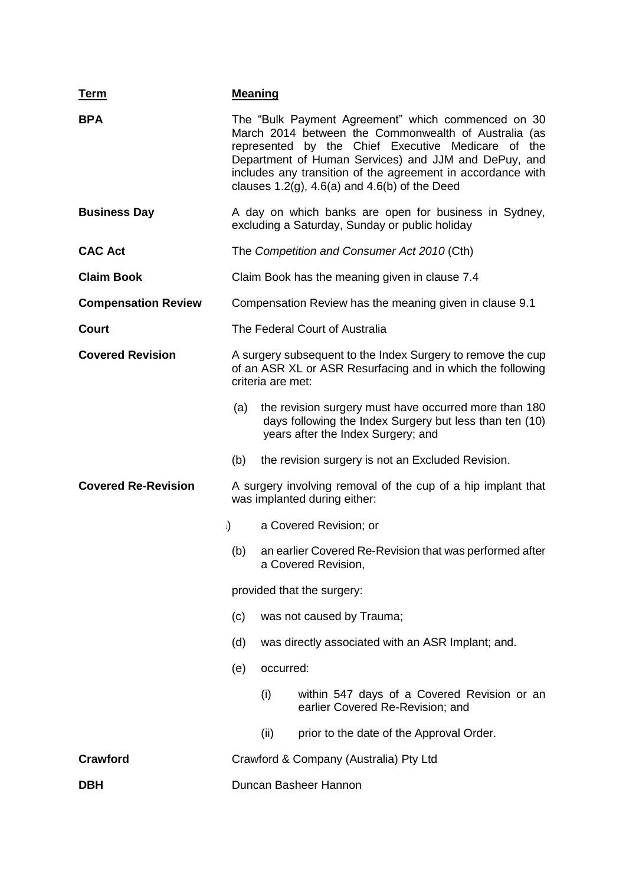| **Term** | **Meaning** |
| --- | --- |
| **BPA** | The "Bulk Payment Agreement" which commenced on 30 March 2014 between the Commonwealth of Australia (as represented by the Chief Executive Medicare of the Department of Human Services) and JJM and DePuy, and includes any transition of the agreement in accordance with clauses 1.2(g), 4.6(a) and 4.6(b) of the Deed |
| **Business Day** | A day on which banks are open for business in Sydney, excluding a Saturday, Sunday or public holiday |
| **CAC Act** | The *Competition and Consumer Act 2010* (Cth) |
| **Claim Book** | Claim Book has the meaning given in clause 7.4 |
| **Compensation Review** | Compensation Review has the meaning given in clause 9.1 |
| **Court** | The Federal Court of Australia |
| **Covered Revision** | A surgery subsequent to the Index Surgery to remove the cup of an ASR XL or ASR Resurfacing and in which the following criteria are met:<br>(a) the revision surgery must have occurred more than 180 days following the Index Surgery but less than ten (10) years after the Index Surgery; and<br>(b) the revision surgery is not an Excluded Revision. |
| **Covered Re-Revision** | A surgery involving removal of the cup of a hip implant that was implanted during either:<br>(a) a Covered Revision; or<br>(b) an earlier Covered Re-Revision that was performed after a Covered Revision,<br>provided that the surgery:<br>(c) was not caused by Trauma;<br>(d) was directly associated with an ASR Implant; and.<br>(e) occurred:<br>(i) within 547 days of a Covered Revision or an earlier Covered Re-Revision; and<br>(ii) prior to the date of the Approval Order. |
| **Crawford** | Crawford & Company (Australia) Pty Ltd |
| **DBH** | Duncan Basheer Hannon |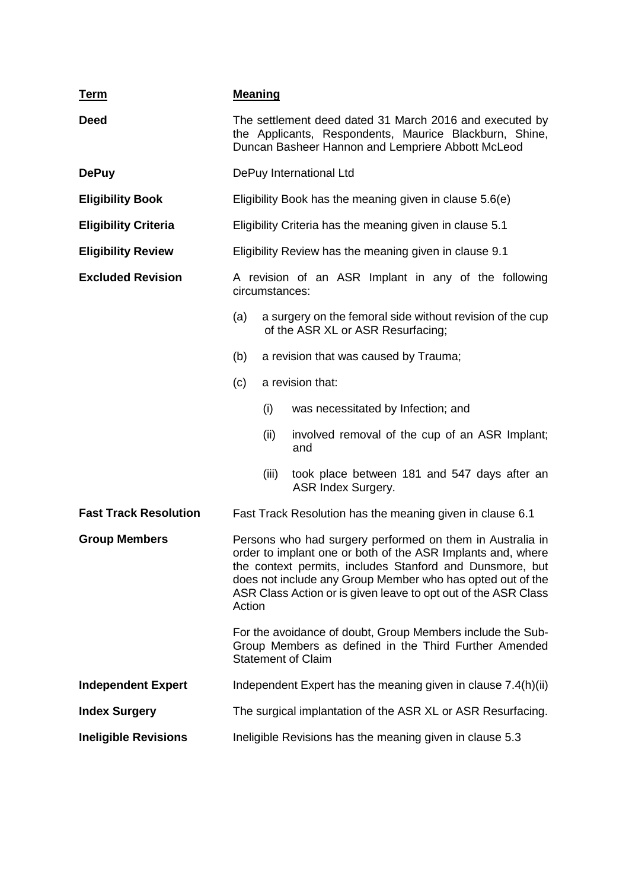| Term | Meaning |
|---|---|
| **Deed** | The settlement deed dated 31 March 2016 and executed by the Applicants, Respondents, Maurice Blackburn, Shine, Duncan Basheer Hannon and Lempriere Abbott McLeod |
| **DePuy** | DePuy International Ltd |
| **Eligibility Book** | Eligibility Book has the meaning given in clause 5.6(e) |
| **Eligibility Criteria** | Eligibility Criteria has the meaning given in clause 5.1 |
| **Eligibility Review** | Eligibility Review has the meaning given in clause 9.1 |
| **Excluded Revision** | A revision of an ASR Implant in any of the following circumstances:<br>(a) a surgery on the femoral side without revision of the cup of the ASR XL or ASR Resurfacing;<br>(b) a revision that was caused by Trauma;<br>(c) a revision that:<br>(i) was necessitated by Infection; and<br>(ii) involved removal of the cup of an ASR Implant; and<br>(iii) took place between 181 and 547 days after an ASR Index Surgery. |
| **Fast Track Resolution** | Fast Track Resolution has the meaning given in clause 6.1 |
| **Group Members** | Persons who had surgery performed on them in Australia in order to implant one or both of the ASR Implants and, where the context permits, includes Stanford and Dunsmore, but does not include any Group Member who has opted out of the ASR Class Action or is given leave to opt out of the ASR Class Action<br><br>For the avoidance of doubt, Group Members include the Sub-Group Members as defined in the Third Further Amended Statement of Claim |
| **Independent Expert** | Independent Expert has the meaning given in clause 7.4(h)(ii) |
| **Index Surgery** | The surgical implantation of the ASR XL or ASR Resurfacing. |
| **Ineligible Revisions** | Ineligible Revisions has the meaning given in clause 5.3 |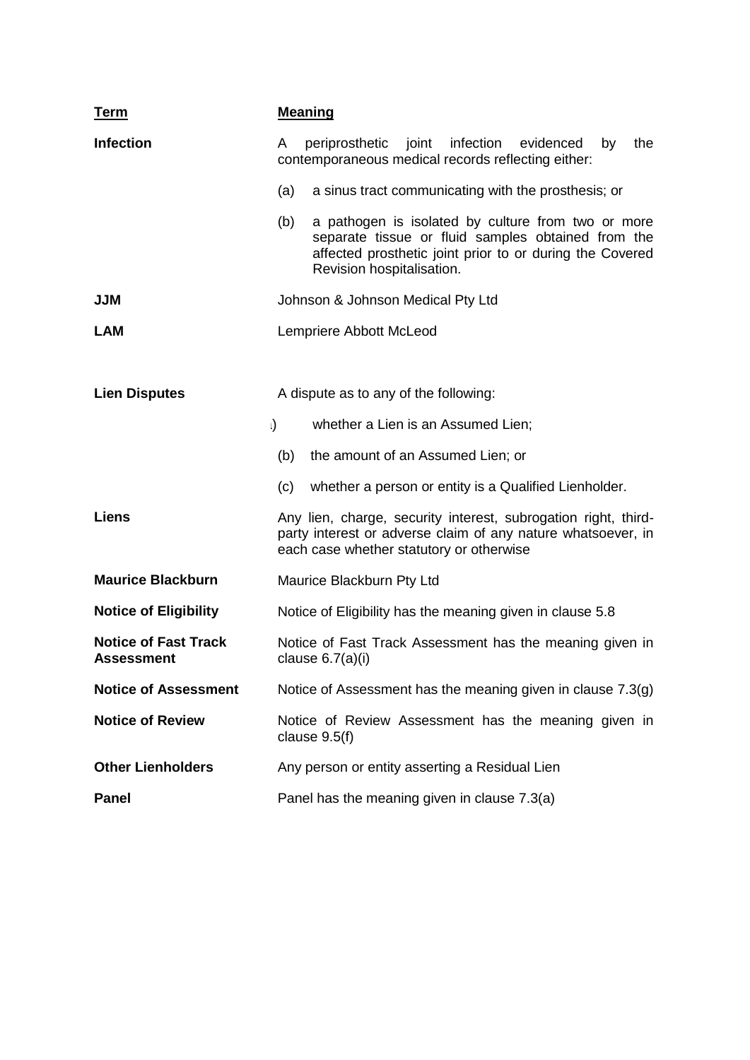| **Term** | **Meaning** |
|---|---|
| **Infection** | A periprosthetic joint infection evidenced by the contemporaneous medical records reflecting either:<br>(a) a sinus tract communicating with the prosthesis; or<br>(b) a pathogen is isolated by culture from two or more separate tissue or fluid samples obtained from the affected prosthetic joint prior to or during the Covered Revision hospitalisation. |
| **JJM** | Johnson & Johnson Medical Pty Ltd |
| **LAM** | Lempriere Abbott McLeod |
| **Lien Disputes** | A dispute as to any of the following:<br>.) whether a Lien is an Assumed Lien;<br>(b) the amount of an Assumed Lien; or<br>(c) whether a person or entity is a Qualified Lienholder. |
| **Liens** | Any lien, charge, security interest, subrogation right, third-party interest or adverse claim of any nature whatsoever, in each case whether statutory or otherwise |
| **Maurice Blackburn** | Maurice Blackburn Pty Ltd |
| **Notice of Eligibility** | Notice of Eligibility has the meaning given in clause 5.8 |
| **Notice of Fast Track Assessment** | Notice of Fast Track Assessment has the meaning given in clause 6.7(a)(i) |
| **Notice of Assessment** | Notice of Assessment has the meaning given in clause 7.3(g) |
| **Notice of Review** | Notice of Review Assessment has the meaning given in clause 9.5(f) |
| **Other Lienholders** | Any person or entity asserting a Residual Lien |
| **Panel** | Panel has the meaning given in clause 7.3(a) |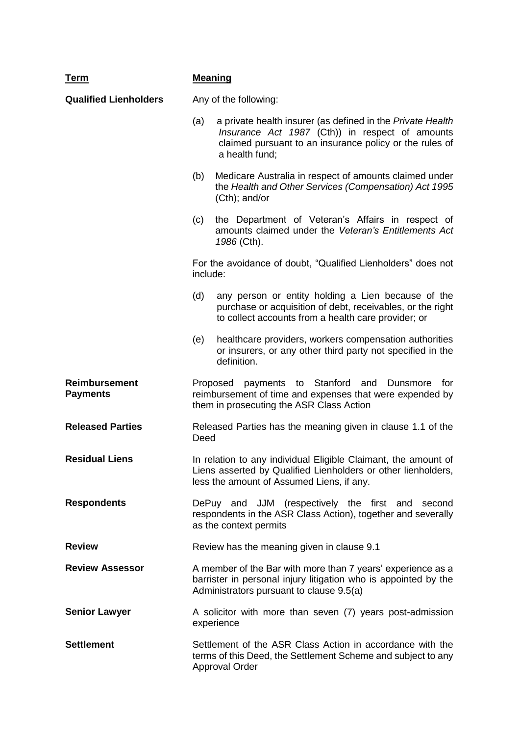| Term | Meaning |
| --- | --- |
| **Qualified Lienholders** | Any of the following:<br><br>(a) a private health insurer (as defined in the *Private Health Insurance Act 1987* (Cth)) in respect of amounts claimed pursuant to an insurance policy or the rules of a health fund;<br><br>(b) Medicare Australia in respect of amounts claimed under the *Health and Other Services (Compensation) Act 1995* (Cth); and/or<br><br>(c) the Department of Veteran's Affairs in respect of amounts claimed under the *Veteran's Entitlements Act 1986* (Cth).<br><br>For the avoidance of doubt, "Qualified Lienholders" does not include:<br><br>(d) any person or entity holding a Lien because of the purchase or acquisition of debt, receivables, or the right to collect accounts from a health care provider; or<br><br>(e) healthcare providers, workers compensation authorities or insurers, or any other third party not specified in the definition. |
| **Reimbursement Payments** | Proposed payments to Stanford and Dunsmore for reimbursement of time and expenses that were expended by them in prosecuting the ASR Class Action |
| **Released Parties** | Released Parties has the meaning given in clause 1.1 of the Deed |
| **Residual Liens** | In relation to any individual Eligible Claimant, the amount of Liens asserted by Qualified Lienholders or other lienholders, less the amount of Assumed Liens, if any. |
| **Respondents** | DePuy and JJM (respectively the first and second respondents in the ASR Class Action), together and severally as the context permits |
| **Review** | Review has the meaning given in clause 9.1 |
| **Review Assessor** | A member of the Bar with more than 7 years' experience as a barrister in personal injury litigation who is appointed by the Administrators pursuant to clause 9.5(a) |
| **Senior Lawyer** | A solicitor with more than seven (7) years post-admission experience |
| **Settlement** | Settlement of the ASR Class Action in accordance with the terms of this Deed, the Settlement Scheme and subject to any Approval Order |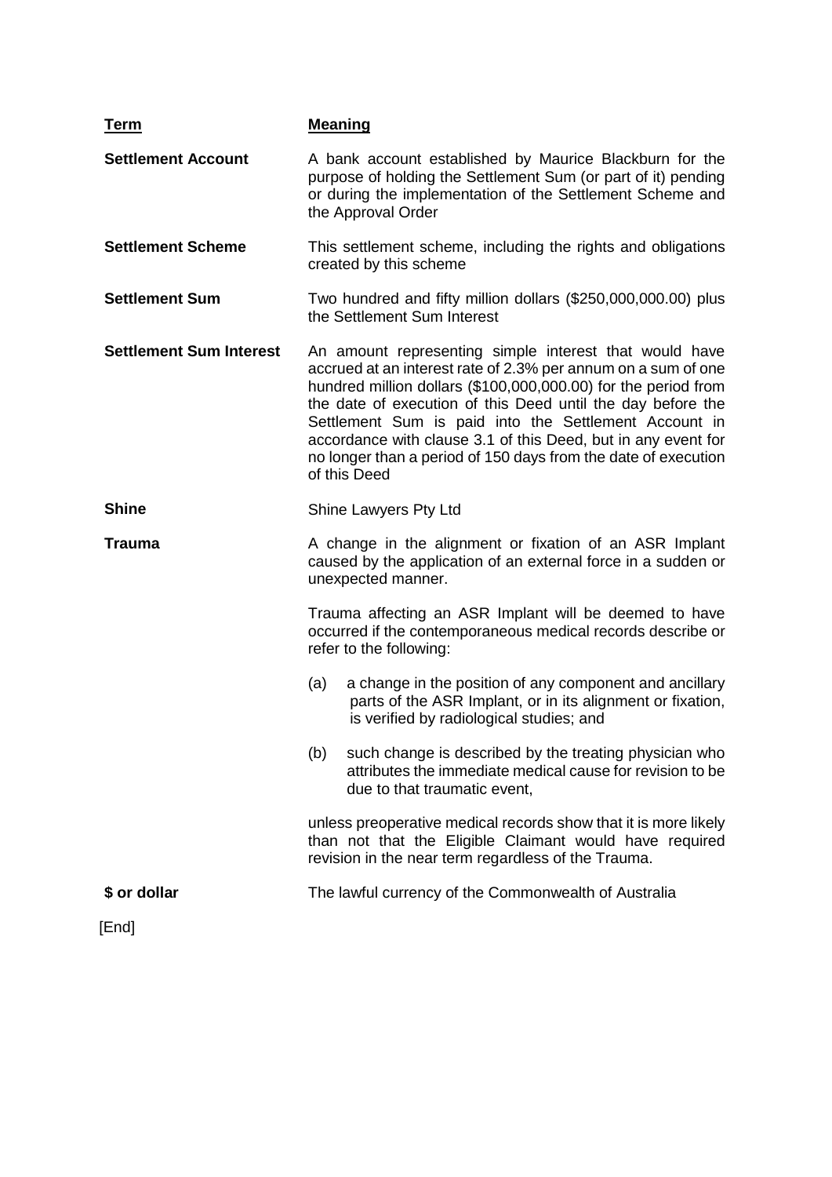| **Term** | **Meaning** |
|---|---|
| **Settlement Account** | A bank account established by Maurice Blackburn for the purpose of holding the Settlement Sum (or part of it) pending or during the implementation of the Settlement Scheme and the Approval Order |
| **Settlement Scheme** | This settlement scheme, including the rights and obligations created by this scheme |
| **Settlement Sum** | Two hundred and fifty million dollars ($250,000,000.00) plus the Settlement Sum Interest |
| **Settlement Sum Interest** | An amount representing simple interest that would have accrued at an interest rate of 2.3% per annum on a sum of one hundred million dollars ($100,000,000.00) for the period from the date of execution of this Deed until the day before the Settlement Sum is paid into the Settlement Account in accordance with clause 3.1 of this Deed, but in any event for no longer than a period of 150 days from the date of execution of this Deed |
| **Shine** | Shine Lawyers Pty Ltd |
| **Trauma** | A change in the alignment or fixation of an ASR Implant caused by the application of an external force in a sudden or unexpected manner.<br><br>Trauma affecting an ASR Implant will be deemed to have occurred if the contemporaneous medical records describe or refer to the following:<br><br>(a) a change in the position of any component and ancillary parts of the ASR Implant, or in its alignment or fixation, is verified by radiological studies; and<br><br>(b) such change is described by the treating physician who attributes the immediate medical cause for revision to be due to that traumatic event,<br><br>unless preoperative medical records show that it is more likely than not that the Eligible Claimant would have required revision in the near term regardless of the Trauma. |
| **$ or dollar** | The lawful currency of the Commonwealth of Australia |

[End]